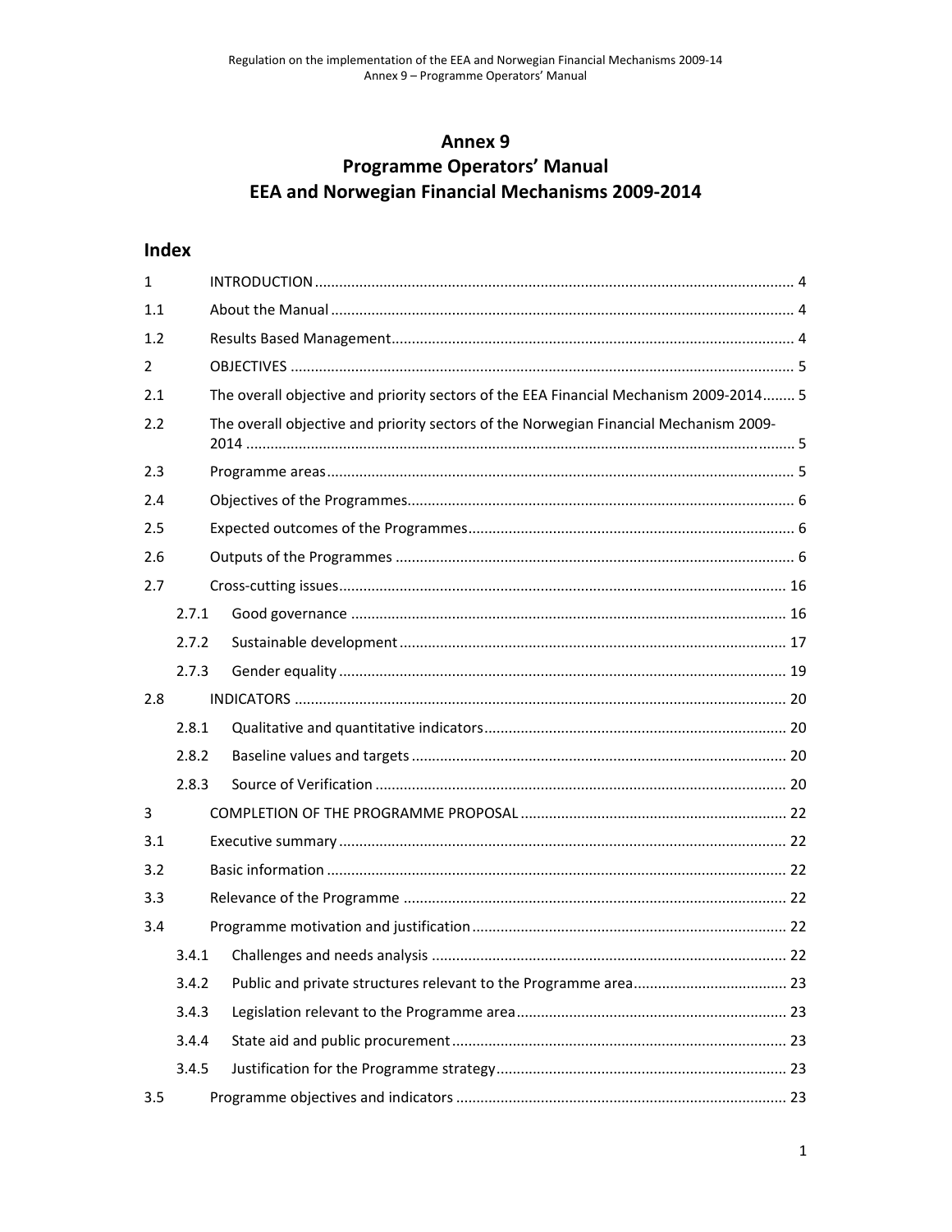# Annex 9
# Programme Operators' Manual
# EEA and Norwegian Financial Mechanisms 2009-2014

## Index

| | | | |
|---|---|---|---|
| 1 | | INTRODUCTION | 4 |
| 1.1 | | About the Manual | 4 |
| 1.2 | | Results Based Management | 4 |
| 2 | | OBJECTIVES | 5 |
| 2.1 | | The overall objective and priority sectors of the EEA Financial Mechanism 2009-2014 | 5 |
| 2.2 | | The overall objective and priority sectors of the Norwegian Financial Mechanism 2009-2014 | 5 |
| 2.3 | | Programme areas | 5 |
| 2.4 | | Objectives of the Programmes | 6 |
| 2.5 | | Expected outcomes of the Programmes | 6 |
| 2.6 | | Outputs of the Programmes | 6 |
| 2.7 | | Cross-cutting issues | 16 |
| | 2.7.1 | Good governance | 16 |
| | 2.7.2 | Sustainable development | 17 |
| | 2.7.3 | Gender equality | 19 |
| 2.8 | | INDICATORS | 20 |
| | 2.8.1 | Qualitative and quantitative indicators | 20 |
| | 2.8.2 | Baseline values and targets | 20 |
| | 2.8.3 | Source of Verification | 20 |
| 3 | | COMPLETION OF THE PROGRAMME PROPOSAL | 22 |
| 3.1 | | Executive summary | 22 |
| 3.2 | | Basic information | 22 |
| 3.3 | | Relevance of the Programme | 22 |
| 3.4 | | Programme motivation and justification | 22 |
| | 3.4.1 | Challenges and needs analysis | 22 |
| | 3.4.2 | Public and private structures relevant to the Programme area | 23 |
| | 3.4.3 | Legislation relevant to the Programme area | 23 |
| | 3.4.4 | State aid and public procurement | 23 |
| | 3.4.5 | Justification for the Programme strategy | 23 |
| 3.5 | | Programme objectives and indicators | 23 |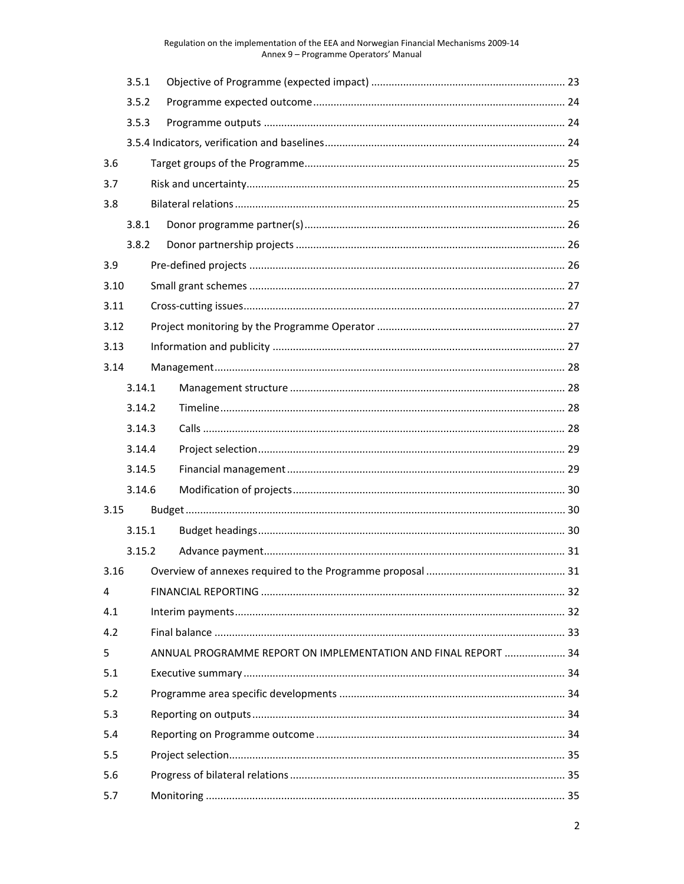3.5.1 Objective of Programme (expected impact) ..... 23

3.5.2 Programme expected outcome ..... 24

3.5.3 Programme outputs ..... 24

3.5.4 Indicators, verification and baselines ..... 24

3.6 Target groups of the Programme ..... 25

3.7 Risk and uncertainty ..... 25

3.8 Bilateral relations ..... 25

3.8.1 Donor programme partner(s) ..... 26

3.8.2 Donor partnership projects ..... 26

3.9 Pre-defined projects ..... 26

3.10 Small grant schemes ..... 27

3.11 Cross-cutting issues ..... 27

3.12 Project monitoring by the Programme Operator ..... 27

3.13 Information and publicity ..... 27

3.14 Management ..... 28

3.14.1 Management structure ..... 28

3.14.2 Timeline ..... 28

3.14.3 Calls ..... 28

3.14.4 Project selection ..... 29

3.14.5 Financial management ..... 29

3.14.6 Modification of projects ..... 30

3.15 Budget ..... 30

3.15.1 Budget headings ..... 30

3.15.2 Advance payment ..... 31

3.16 Overview of annexes required to the Programme proposal ..... 31

4 FINANCIAL REPORTING ..... 32

4.1 Interim payments ..... 32

4.2 Final balance ..... 33

5 ANNUAL PROGRAMME REPORT ON IMPLEMENTATION AND FINAL REPORT ..... 34

5.1 Executive summary ..... 34

5.2 Programme area specific developments ..... 34

5.3 Reporting on outputs ..... 34

5.4 Reporting on Programme outcome ..... 34

5.5 Project selection ..... 35

5.6 Progress of bilateral relations ..... 35

5.7 Monitoring ..... 35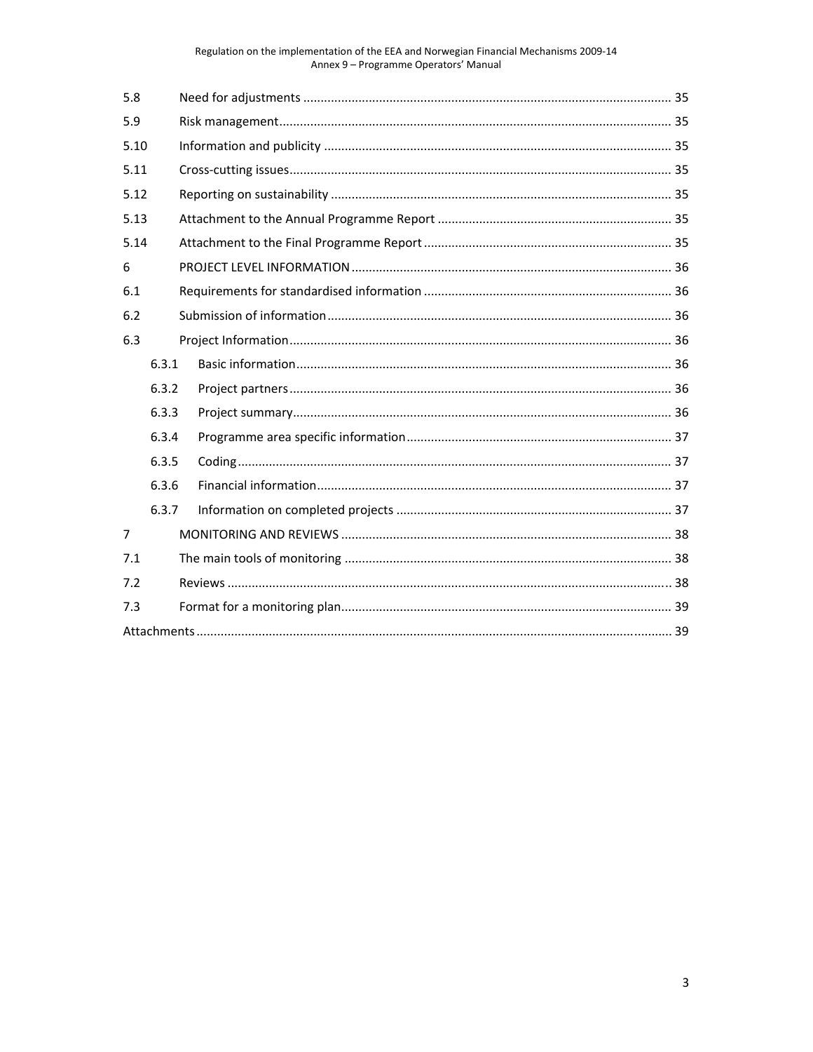| | | |
|---|---|---|
| 5.8 | Need for adjustments | 35 |
| 5.9 | Risk management | 35 |
| 5.10 | Information and publicity | 35 |
| 5.11 | Cross-cutting issues | 35 |
| 5.12 | Reporting on sustainability | 35 |
| 5.13 | Attachment to the Annual Programme Report | 35 |
| 5.14 | Attachment to the Final Programme Report | 35 |
| 6 | PROJECT LEVEL INFORMATION | 36 |
| 6.1 | Requirements for standardised information | 36 |
| 6.2 | Submission of information | 36 |
| 6.3 | Project Information | 36 |
| 6.3.1 | Basic information | 36 |
| 6.3.2 | Project partners | 36 |
| 6.3.3 | Project summary | 36 |
| 6.3.4 | Programme area specific information | 37 |
| 6.3.5 | Coding | 37 |
| 6.3.6 | Financial information | 37 |
| 6.3.7 | Information on completed projects | 37 |
| 7 | MONITORING AND REVIEWS | 38 |
| 7.1 | The main tools of monitoring | 38 |
| 7.2 | Reviews | 38 |
| 7.3 | Format for a monitoring plan | 39 |
| Attachments | | 39 |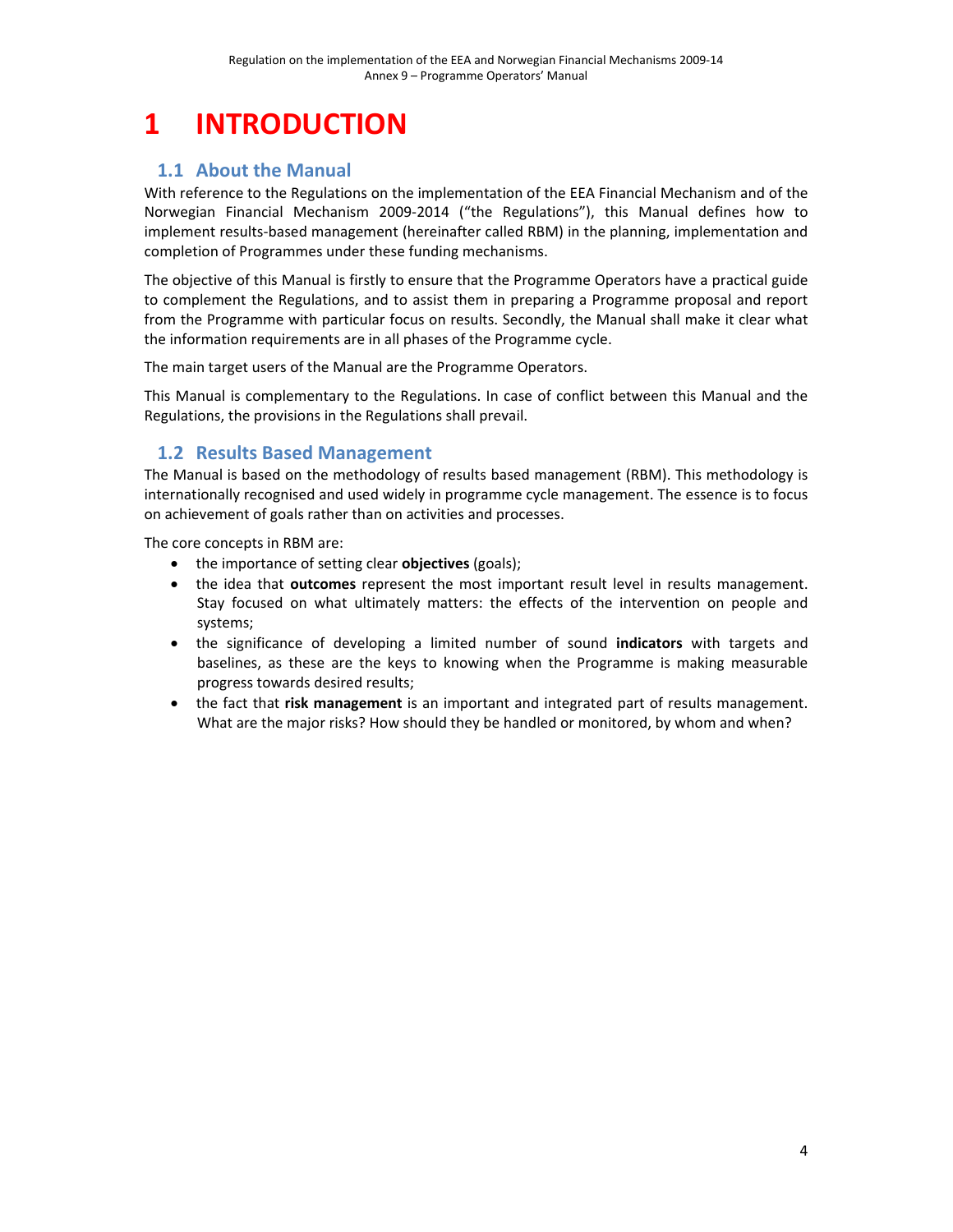# 1 INTRODUCTION

## 1.1 About the Manual

With reference to the Regulations on the implementation of the EEA Financial Mechanism and of the Norwegian Financial Mechanism 2009-2014 ("the Regulations"), this Manual defines how to implement results-based management (hereinafter called RBM) in the planning, implementation and completion of Programmes under these funding mechanisms.

The objective of this Manual is firstly to ensure that the Programme Operators have a practical guide to complement the Regulations, and to assist them in preparing a Programme proposal and report from the Programme with particular focus on results. Secondly, the Manual shall make it clear what the information requirements are in all phases of the Programme cycle.

The main target users of the Manual are the Programme Operators.

This Manual is complementary to the Regulations. In case of conflict between this Manual and the Regulations, the provisions in the Regulations shall prevail.

## 1.2 Results Based Management

The Manual is based on the methodology of results based management (RBM). This methodology is internationally recognised and used widely in programme cycle management. The essence is to focus on achievement of goals rather than on activities and processes.

The core concepts in RBM are:

- the importance of setting clear **objectives** (goals);
- the idea that **outcomes** represent the most important result level in results management. Stay focused on what ultimately matters: the effects of the intervention on people and systems;
- the significance of developing a limited number of sound **indicators** with targets and baselines, as these are the keys to knowing when the Programme is making measurable progress towards desired results;
- the fact that **risk management** is an important and integrated part of results management. What are the major risks? How should they be handled or monitored, by whom and when?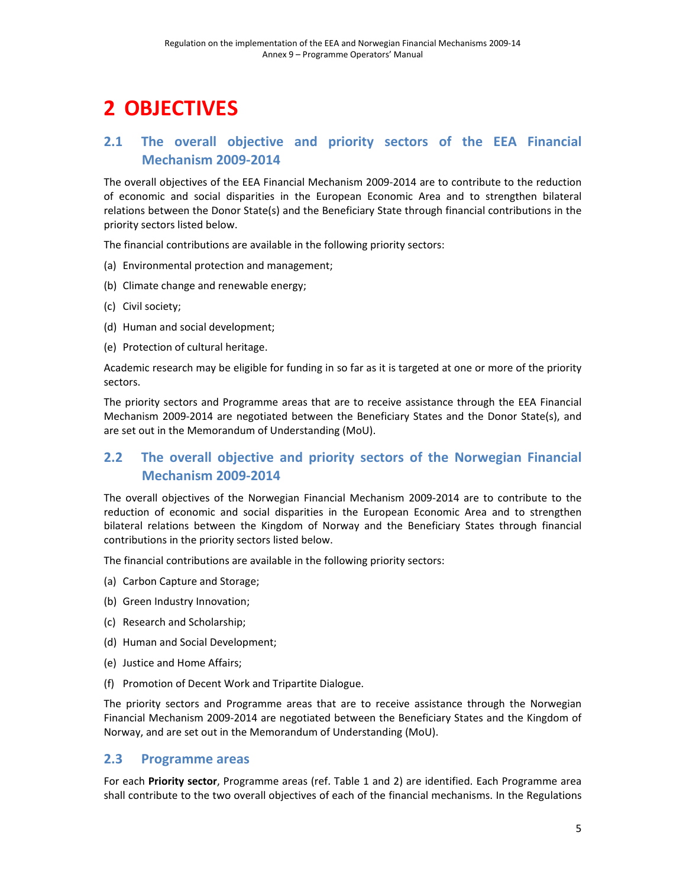# 2 OBJECTIVES

## 2.1 The overall objective and priority sectors of the EEA Financial Mechanism 2009-2014

The overall objectives of the EEA Financial Mechanism 2009-2014 are to contribute to the reduction of economic and social disparities in the European Economic Area and to strengthen bilateral relations between the Donor State(s) and the Beneficiary State through financial contributions in the priority sectors listed below.

The financial contributions are available in the following priority sectors:

(a) Environmental protection and management;

(b) Climate change and renewable energy;

(c) Civil society;

(d) Human and social development;

(e) Protection of cultural heritage.

Academic research may be eligible for funding in so far as it is targeted at one or more of the priority sectors.

The priority sectors and Programme areas that are to receive assistance through the EEA Financial Mechanism 2009-2014 are negotiated between the Beneficiary States and the Donor State(s), and are set out in the Memorandum of Understanding (MoU).

## 2.2 The overall objective and priority sectors of the Norwegian Financial Mechanism 2009-2014

The overall objectives of the Norwegian Financial Mechanism 2009-2014 are to contribute to the reduction of economic and social disparities in the European Economic Area and to strengthen bilateral relations between the Kingdom of Norway and the Beneficiary States through financial contributions in the priority sectors listed below.

The financial contributions are available in the following priority sectors:

(a) Carbon Capture and Storage;

(b) Green Industry Innovation;

(c) Research and Scholarship;

(d) Human and Social Development;

(e) Justice and Home Affairs;

(f) Promotion of Decent Work and Tripartite Dialogue.

The priority sectors and Programme areas that are to receive assistance through the Norwegian Financial Mechanism 2009-2014 are negotiated between the Beneficiary States and the Kingdom of Norway, and are set out in the Memorandum of Understanding (MoU).

## 2.3 Programme areas

For each **Priority sector**, Programme areas (ref. Table 1 and 2) are identified. Each Programme area shall contribute to the two overall objectives of each of the financial mechanisms. In the Regulations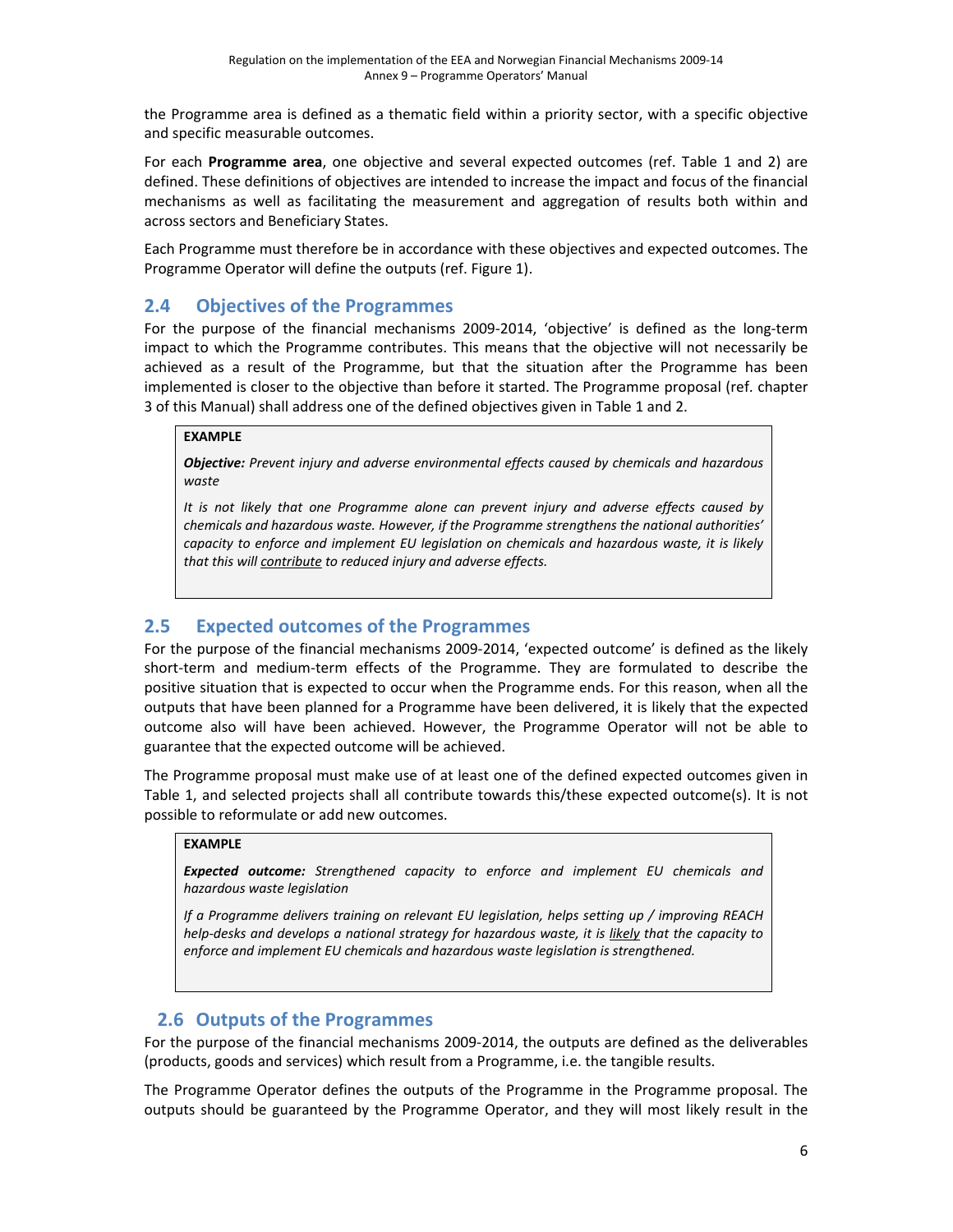the Programme area is defined as a thematic field within a priority sector, with a specific objective and specific measurable outcomes.

For each **Programme area**, one objective and several expected outcomes (ref. Table 1 and 2) are defined. These definitions of objectives are intended to increase the impact and focus of the financial mechanisms as well as facilitating the measurement and aggregation of results both within and across sectors and Beneficiary States.

Each Programme must therefore be in accordance with these objectives and expected outcomes. The Programme Operator will define the outputs (ref. Figure 1).

## 2.4 Objectives of the Programmes

For the purpose of the financial mechanisms 2009-2014, 'objective' is defined as the long-term impact to which the Programme contributes. This means that the objective will not necessarily be achieved as a result of the Programme, but that the situation after the Programme has been implemented is closer to the objective than before it started. The Programme proposal (ref. chapter 3 of this Manual) shall address one of the defined objectives given in Table 1 and 2.

> **EXAMPLE**
>
> ***Objective:*** *Prevent injury and adverse environmental effects caused by chemicals and hazardous waste*
>
> *It is not likely that one Programme alone can prevent injury and adverse effects caused by chemicals and hazardous waste. However, if the Programme strengthens the national authorities' capacity to enforce and implement EU legislation on chemicals and hazardous waste, it is likely that this will <u>contribute</u> to reduced injury and adverse effects.*

## 2.5 Expected outcomes of the Programmes

For the purpose of the financial mechanisms 2009-2014, 'expected outcome' is defined as the likely short-term and medium-term effects of the Programme. They are formulated to describe the positive situation that is expected to occur when the Programme ends. For this reason, when all the outputs that have been planned for a Programme have been delivered, it is likely that the expected outcome also will have been achieved. However, the Programme Operator will not be able to guarantee that the expected outcome will be achieved.

The Programme proposal must make use of at least one of the defined expected outcomes given in Table 1, and selected projects shall all contribute towards this/these expected outcome(s). It is not possible to reformulate or add new outcomes.

> **EXAMPLE**
>
> ***Expected outcome:*** *Strengthened capacity to enforce and implement EU chemicals and hazardous waste legislation*
>
> *If a Programme delivers training on relevant EU legislation, helps setting up / improving REACH help-desks and develops a national strategy for hazardous waste, it is <u>likely</u> that the capacity to enforce and implement EU chemicals and hazardous waste legislation is strengthened.*

## 2.6 Outputs of the Programmes

For the purpose of the financial mechanisms 2009-2014, the outputs are defined as the deliverables (products, goods and services) which result from a Programme, i.e. the tangible results.

The Programme Operator defines the outputs of the Programme in the Programme proposal. The outputs should be guaranteed by the Programme Operator, and they will most likely result in the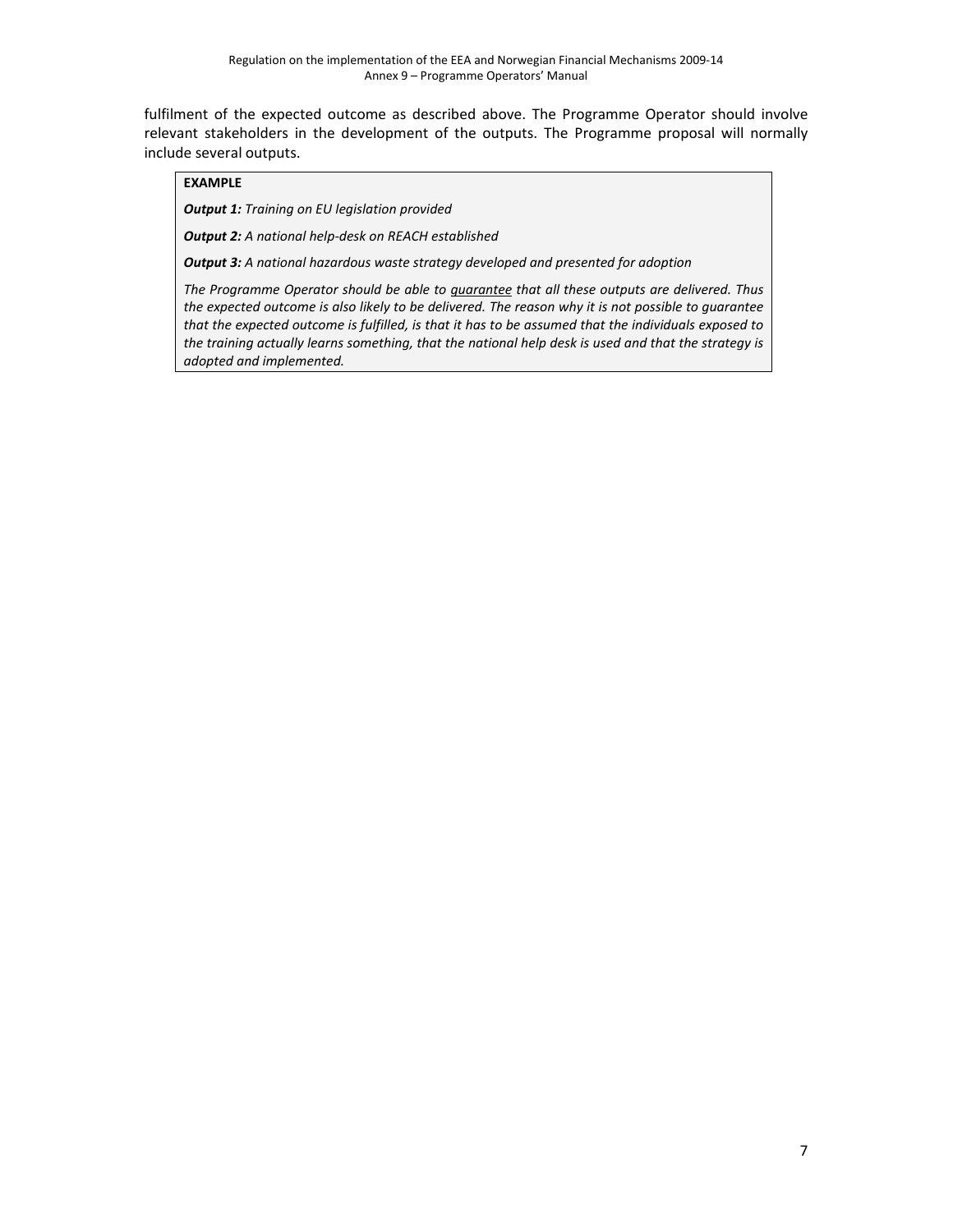fulfilment of the expected outcome as described above. The Programme Operator should involve relevant stakeholders in the development of the outputs. The Programme proposal will normally include several outputs.

> **EXAMPLE**
>
> ***Output 1:*** *Training on EU legislation provided*
>
> ***Output 2:*** *A national help-desk on REACH established*
>
> ***Output 3:*** *A national hazardous waste strategy developed and presented for adoption*
>
> *The Programme Operator should be able to <u>guarantee</u> that all these outputs are delivered. Thus the expected outcome is also likely to be delivered. The reason why it is not possible to guarantee that the expected outcome is fulfilled, is that it has to be assumed that the individuals exposed to the training actually learns something, that the national help desk is used and that the strategy is adopted and implemented.*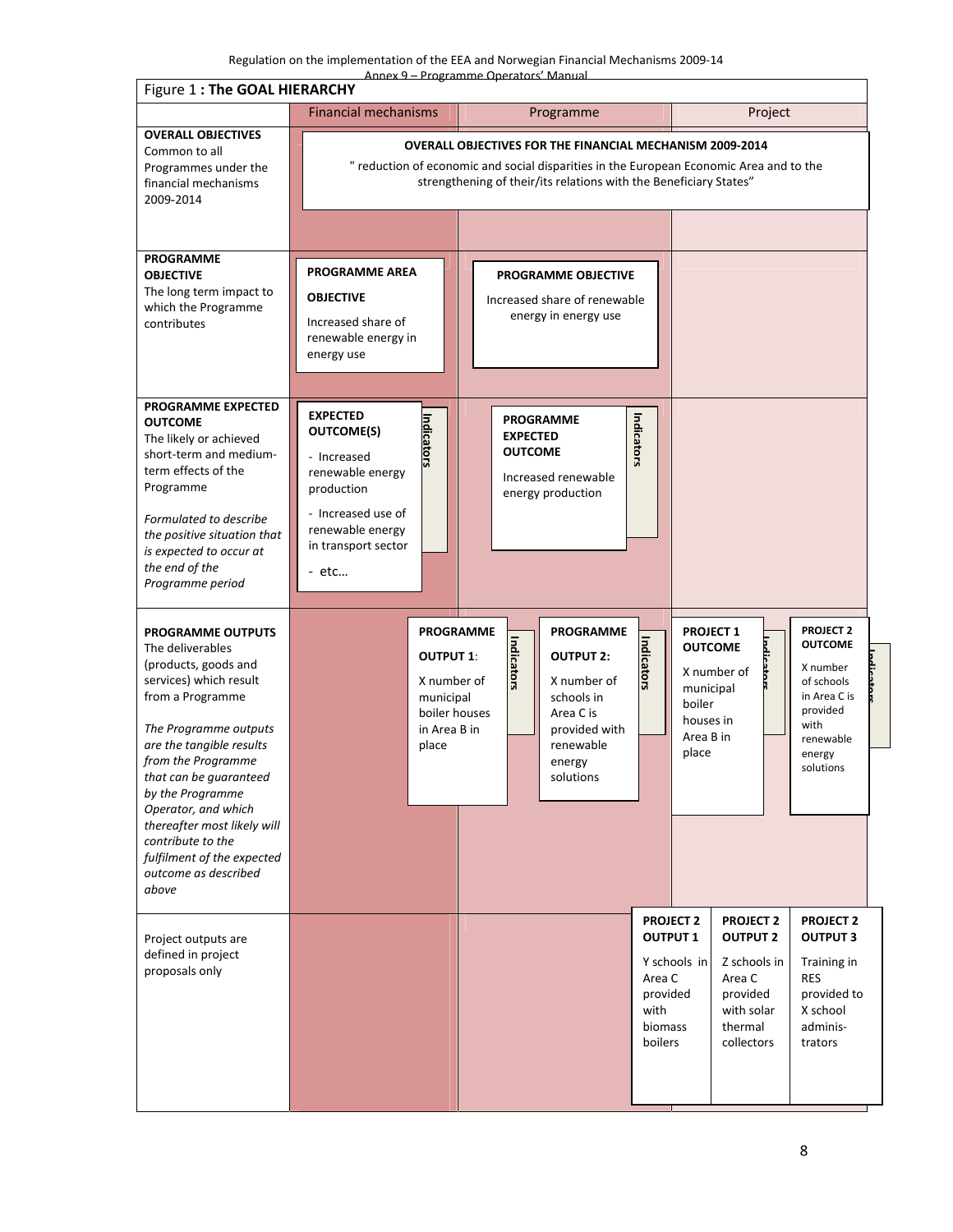Figure 1 **: The GOAL HIERARCHY**

| | Financial mechanisms | Programme | Project |
|---|---|---|---|
| **OVERALL OBJECTIVES** Common to all Programmes under the financial mechanisms 2009-2014 | **OVERALL OBJECTIVES FOR THE FINANCIAL MECHANISM 2009-2014** " reduction of economic and social disparities in the European Economic Area and to the strengthening of their/its relations with the Beneficiary States" | | |
| **PROGRAMME OBJECTIVE** The long term impact to which the Programme contributes | **PROGRAMME AREA OBJECTIVE** Increased share of renewable energy in energy use | **PROGRAMME OBJECTIVE** Increased share of renewable energy in energy use | |
| **PROGRAMME EXPECTED OUTCOME** The likely or achieved short-term and medium-term effects of the Programme *Formulated to describe the positive situation that is expected to occur at the end of the Programme period* | **EXPECTED OUTCOME(S)** - Increased renewable energy production - Increased use of renewable energy in transport sector - etc… (Indicators) | **PROGRAMME EXPECTED OUTCOME** Increased renewable energy production (Indicators) | |
| **PROGRAMME OUTPUTS** The deliverables (products, goods and services) which result from a Programme *The Programme outputs are the tangible results from the Programme that can be guaranteed by the Programme Operator, and which thereafter most likely will contribute to the fulfilment of the expected outcome as described above* | **PROGRAMME OUTPUT 1**: X number of municipal boiler houses in Area B in place (Indicators) | **PROGRAMME OUTPUT 2:** X number of schools in Area C is provided with renewable energy solutions (Indicators) | **PROJECT 1 OUTCOME** X number of municipal boiler houses in Area B in place (Indicators); **PROJECT 2 OUTCOME** X number of schools in Area C is provided with renewable energy solutions (Indicators) |
| Project outputs are defined in project proposals only | | | **PROJECT 2 OUTPUT 1** Y schools in Area C provided with biomass boilers; **PROJECT 2 OUTPUT 2** Z schools in Area C provided with solar thermal collectors; **PROJECT 2 OUTPUT 3** Training in RES provided to X school adminis-trators |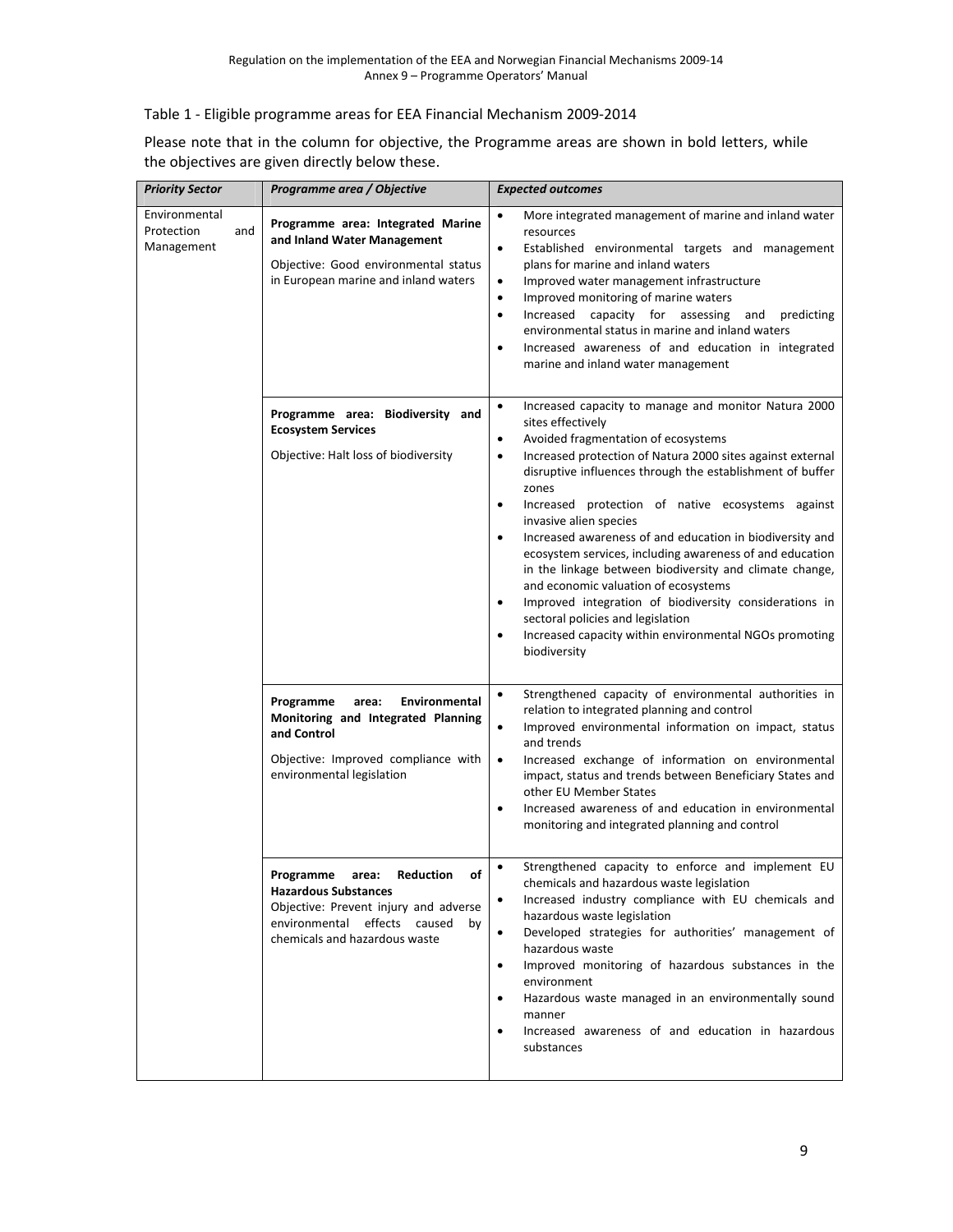Table 1 - Eligible programme areas for EEA Financial Mechanism 2009-2014

Please note that in the column for objective, the Programme areas are shown in bold letters, while the objectives are given directly below these.

| ***Priority Sector*** | ***Programme area / Objective*** | ***Expected outcomes*** |
|---|---|---|
| Environmental Protection and Management | **Programme area: Integrated Marine and Inland Water Management**<br>Objective: Good environmental status in European marine and inland waters | • More integrated management of marine and inland water resources<br>• Established environmental targets and management plans for marine and inland waters<br>• Improved water management infrastructure<br>• Improved monitoring of marine waters<br>• Increased capacity for assessing and predicting environmental status in marine and inland waters<br>• Increased awareness of and education in integrated marine and inland water management |
| | **Programme area: Biodiversity and Ecosystem Services**<br>Objective: Halt loss of biodiversity | • Increased capacity to manage and monitor Natura 2000 sites effectively<br>• Avoided fragmentation of ecosystems<br>• Increased protection of Natura 2000 sites against external disruptive influences through the establishment of buffer zones<br>• Increased protection of native ecosystems against invasive alien species<br>• Increased awareness of and education in biodiversity and ecosystem services, including awareness of and education in the linkage between biodiversity and climate change, and economic valuation of ecosystems<br>• Improved integration of biodiversity considerations in sectoral policies and legislation<br>• Increased capacity within environmental NGOs promoting biodiversity |
| | **Programme area: Environmental Monitoring and Integrated Planning and Control**<br>Objective: Improved compliance with environmental legislation | • Strengthened capacity of environmental authorities in relation to integrated planning and control<br>• Improved environmental information on impact, status and trends<br>• Increased exchange of information on environmental impact, status and trends between Beneficiary States and other EU Member States<br>• Increased awareness of and education in environmental monitoring and integrated planning and control |
| | **Programme area: Reduction of Hazardous Substances**<br>Objective: Prevent injury and adverse environmental effects caused by chemicals and hazardous waste | • Strengthened capacity to enforce and implement EU chemicals and hazardous waste legislation<br>• Increased industry compliance with EU chemicals and hazardous waste legislation<br>• Developed strategies for authorities' management of hazardous waste<br>• Improved monitoring of hazardous substances in the environment<br>• Hazardous waste managed in an environmentally sound manner<br>• Increased awareness of and education in hazardous substances |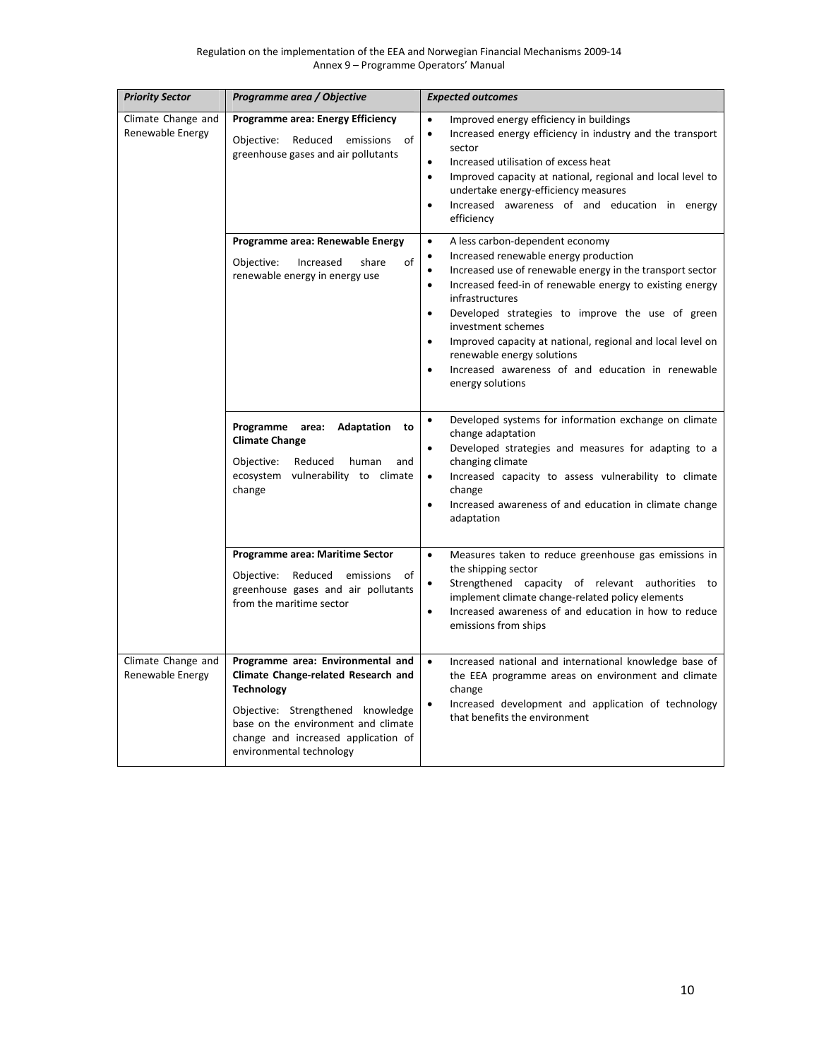| *Priority Sector* | *Programme area / Objective* | *Expected outcomes* |
|---|---|---|
| Climate Change and Renewable Energy | **Programme area: Energy Efficiency**<br><br>Objective: Reduced emissions of greenhouse gases and air pollutants | • Improved energy efficiency in buildings<br>• Increased energy efficiency in industry and the transport sector<br>• Increased utilisation of excess heat<br>• Improved capacity at national, regional and local level to undertake energy-efficiency measures<br>• Increased awareness of and education in energy efficiency |
| | **Programme area: Renewable Energy**<br><br>Objective: Increased share of renewable energy in energy use | • A less carbon-dependent economy<br>• Increased renewable energy production<br>• Increased use of renewable energy in the transport sector<br>• Increased feed-in of renewable energy to existing energy infrastructures<br>• Developed strategies to improve the use of green investment schemes<br>• Improved capacity at national, regional and local level on renewable energy solutions<br>• Increased awareness of and education in renewable energy solutions |
| | **Programme area: Adaptation to Climate Change**<br><br>Objective: Reduced human and ecosystem vulnerability to climate change | • Developed systems for information exchange on climate change adaptation<br>• Developed strategies and measures for adapting to a changing climate<br>• Increased capacity to assess vulnerability to climate change<br>• Increased awareness of and education in climate change adaptation |
| | **Programme area: Maritime Sector**<br><br>Objective: Reduced emissions of greenhouse gases and air pollutants from the maritime sector | • Measures taken to reduce greenhouse gas emissions in the shipping sector<br>• Strengthened capacity of relevant authorities to implement climate change-related policy elements<br>• Increased awareness of and education in how to reduce emissions from ships |
| Climate Change and Renewable Energy | **Programme area: Environmental and Climate Change-related Research and Technology**<br><br>Objective: Strengthened knowledge base on the environment and climate change and increased application of environmental technology | • Increased national and international knowledge base of the EEA programme areas on environment and climate change<br>• Increased development and application of technology that benefits the environment |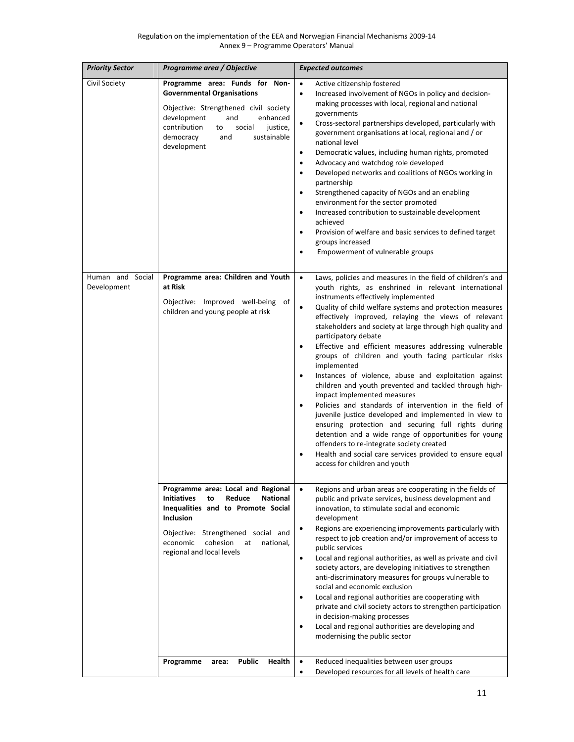| *Priority Sector* | *Programme area / Objective* | *Expected outcomes* |
|---|---|---|
| Civil Society | **Programme area: Funds for Non-Governmental Organisations**<br><br>Objective: Strengthened civil society development and enhanced contribution to social justice, democracy and sustainable development | • Active citizenship fostered<br>• Increased involvement of NGOs in policy and decision-making processes with local, regional and national governments<br>• Cross-sectoral partnerships developed, particularly with government organisations at local, regional and / or national level<br>• Democratic values, including human rights, promoted<br>• Advocacy and watchdog role developed<br>• Developed networks and coalitions of NGOs working in partnership<br>• Strengthened capacity of NGOs and an enabling environment for the sector promoted<br>• Increased contribution to sustainable development achieved<br>• Provision of welfare and basic services to defined target groups increased<br>• Empowerment of vulnerable groups |
| Human and Social Development | **Programme area: Children and Youth at Risk**<br><br>Objective: Improved well-being of children and young people at risk | • Laws, policies and measures in the field of children's and youth rights, as enshrined in relevant international instruments effectively implemented<br>• Quality of child welfare systems and protection measures effectively improved, relaying the views of relevant stakeholders and society at large through high quality and participatory debate<br>• Effective and efficient measures addressing vulnerable groups of children and youth facing particular risks implemented<br>• Instances of violence, abuse and exploitation against children and youth prevented and tackled through high-impact implemented measures<br>• Policies and standards of intervention in the field of juvenile justice developed and implemented in view to ensuring protection and securing full rights during detention and a wide range of opportunities for young offenders to re-integrate society created<br>• Health and social care services provided to ensure equal access for children and youth |
| | **Programme area: Local and Regional Initiatives to Reduce National Inequalities and to Promote Social Inclusion**<br><br>Objective: Strengthened social and economic cohesion at national, regional and local levels | • Regions and urban areas are cooperating in the fields of public and private services, business development and innovation, to stimulate social and economic development<br>• Regions are experiencing improvements particularly with respect to job creation and/or improvement of access to public services<br>• Local and regional authorities, as well as private and civil society actors, are developing initiatives to strengthen anti-discriminatory measures for groups vulnerable to social and economic exclusion<br>• Local and regional authorities are cooperating with private and civil society actors to strengthen participation in decision-making processes<br>• Local and regional authorities are developing and modernising the public sector |
| | **Programme area: Public Health** | • Reduced inequalities between user groups<br>• Developed resources for all levels of health care |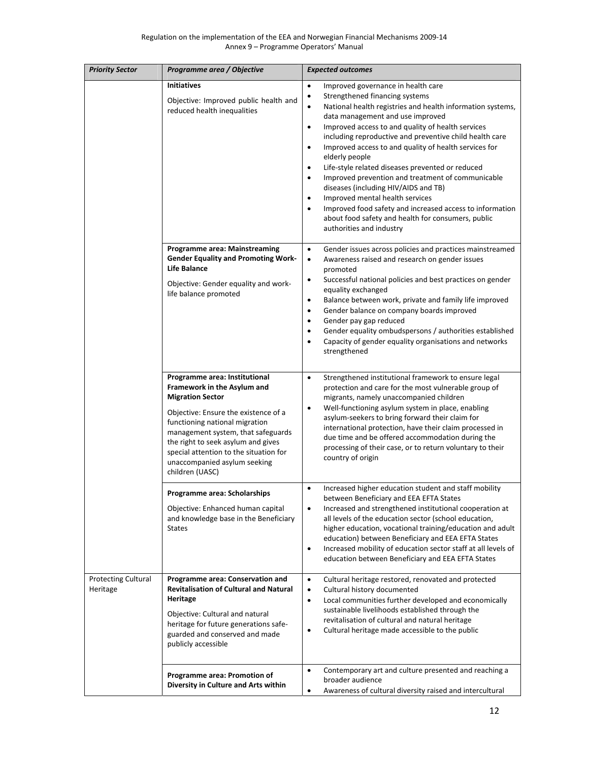| *Priority Sector* | *Programme area / Objective* | *Expected outcomes* |
|---|---|---|
| | **Initiatives**<br><br>Objective: Improved public health and reduced health inequalities | • Improved governance in health care<br>• Strengthened financing systems<br>• National health registries and health information systems, data management and use improved<br>• Improved access to and quality of health services including reproductive and preventive child health care<br>• Improved access to and quality of health services for elderly people<br>• Life-style related diseases prevented or reduced<br>• Improved prevention and treatment of communicable diseases (including HIV/AIDS and TB)<br>• Improved mental health services<br>• Improved food safety and increased access to information about food safety and health for consumers, public authorities and industry |
| | **Programme area: Mainstreaming Gender Equality and Promoting Work-Life Balance**<br><br>Objective: Gender equality and work-life balance promoted | • Gender issues across policies and practices mainstreamed<br>• Awareness raised and research on gender issues promoted<br>• Successful national policies and best practices on gender equality exchanged<br>• Balance between work, private and family life improved<br>• Gender balance on company boards improved<br>• Gender pay gap reduced<br>• Gender equality ombudspersons / authorities established<br>• Capacity of gender equality organisations and networks strengthened |
| | **Programme area: Institutional Framework in the Asylum and Migration Sector**<br><br>Objective: Ensure the existence of a functioning national migration management system, that safeguards the right to seek asylum and gives special attention to the situation for unaccompanied asylum seeking children (UASC) | • Strengthened institutional framework to ensure legal protection and care for the most vulnerable group of migrants, namely unaccompanied children<br>• Well-functioning asylum system in place, enabling asylum-seekers to bring forward their claim for international protection, have their claim processed in due time and be offered accommodation during the processing of their case, or to return voluntary to their country of origin |
| | **Programme area: Scholarships**<br><br>Objective: Enhanced human capital and knowledge base in the Beneficiary States | • Increased higher education student and staff mobility between Beneficiary and EEA EFTA States<br>• Increased and strengthened institutional cooperation at all levels of the education sector (school education, higher education, vocational training/education and adult education) between Beneficiary and EEA EFTA States<br>• Increased mobility of education sector staff at all levels of education between Beneficiary and EEA EFTA States |
| Protecting Cultural Heritage | **Programme area: Conservation and Revitalisation of Cultural and Natural Heritage**<br><br>Objective: Cultural and natural heritage for future generations safe-guarded and conserved and made publicly accessible | • Cultural heritage restored, renovated and protected<br>• Cultural history documented<br>• Local communities further developed and economically sustainable livelihoods established through the revitalisation of cultural and natural heritage<br>• Cultural heritage made accessible to the public |
| | **Programme area: Promotion of Diversity in Culture and Arts within** | • Contemporary art and culture presented and reaching a broader audience<br>• Awareness of cultural diversity raised and intercultural |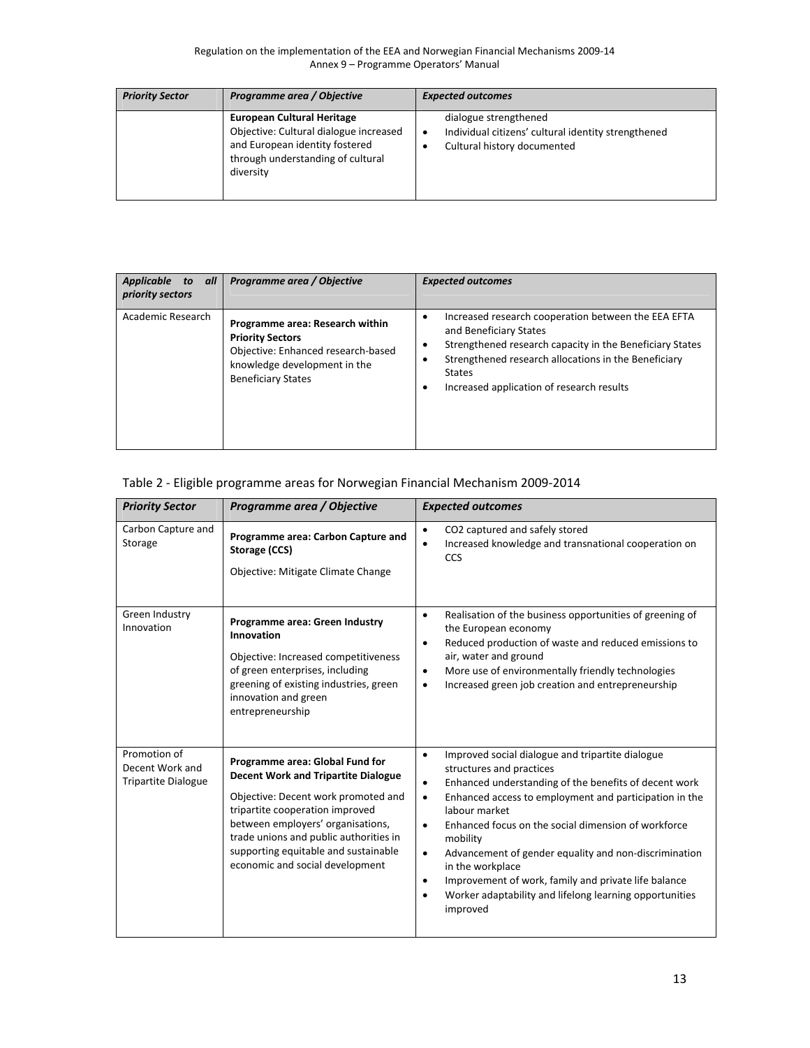| *Priority Sector* | *Programme area / Objective* | *Expected outcomes* |
|---|---|---|
| | **European Cultural Heritage**<br>Objective: Cultural dialogue increased and European identity fostered through understanding of cultural diversity | dialogue strengthened<br>• Individual citizens' cultural identity strengthened<br>• Cultural history documented |

| *Applicable to all priority sectors* | *Programme area / Objective* | *Expected outcomes* |
|---|---|---|
| Academic Research | **Programme area: Research within Priority Sectors**<br>Objective: Enhanced research-based knowledge development in the Beneficiary States | • Increased research cooperation between the EEA EFTA and Beneficiary States<br>• Strengthened research capacity in the Beneficiary States<br>• Strengthened research allocations in the Beneficiary States<br>• Increased application of research results |

Table 2 - Eligible programme areas for Norwegian Financial Mechanism 2009-2014

| *Priority Sector* | *Programme area / Objective* | *Expected outcomes* |
|---|---|---|
| Carbon Capture and Storage | **Programme area: Carbon Capture and Storage (CCS)**<br>Objective: Mitigate Climate Change | • $CO_2$ captured and safely stored<br>• Increased knowledge and transnational cooperation on CCS |
| Green Industry Innovation | **Programme area: Green Industry Innovation**<br>Objective: Increased competitiveness of green enterprises, including greening of existing industries, green innovation and green entrepreneurship | • Realisation of the business opportunities of greening of the European economy<br>• Reduced production of waste and reduced emissions to air, water and ground<br>• More use of environmentally friendly technologies<br>• Increased green job creation and entrepreneurship |
| Promotion of Decent Work and Tripartite Dialogue | **Programme area: Global Fund for Decent Work and Tripartite Dialogue**<br>Objective: Decent work promoted and tripartite cooperation improved between employers' organisations, trade unions and public authorities in supporting equitable and sustainable economic and social development | • Improved social dialogue and tripartite dialogue structures and practices<br>• Enhanced understanding of the benefits of decent work<br>• Enhanced access to employment and participation in the labour market<br>• Enhanced focus on the social dimension of workforce mobility<br>• Advancement of gender equality and non-discrimination in the workplace<br>• Improvement of work, family and private life balance<br>• Worker adaptability and lifelong learning opportunities improved |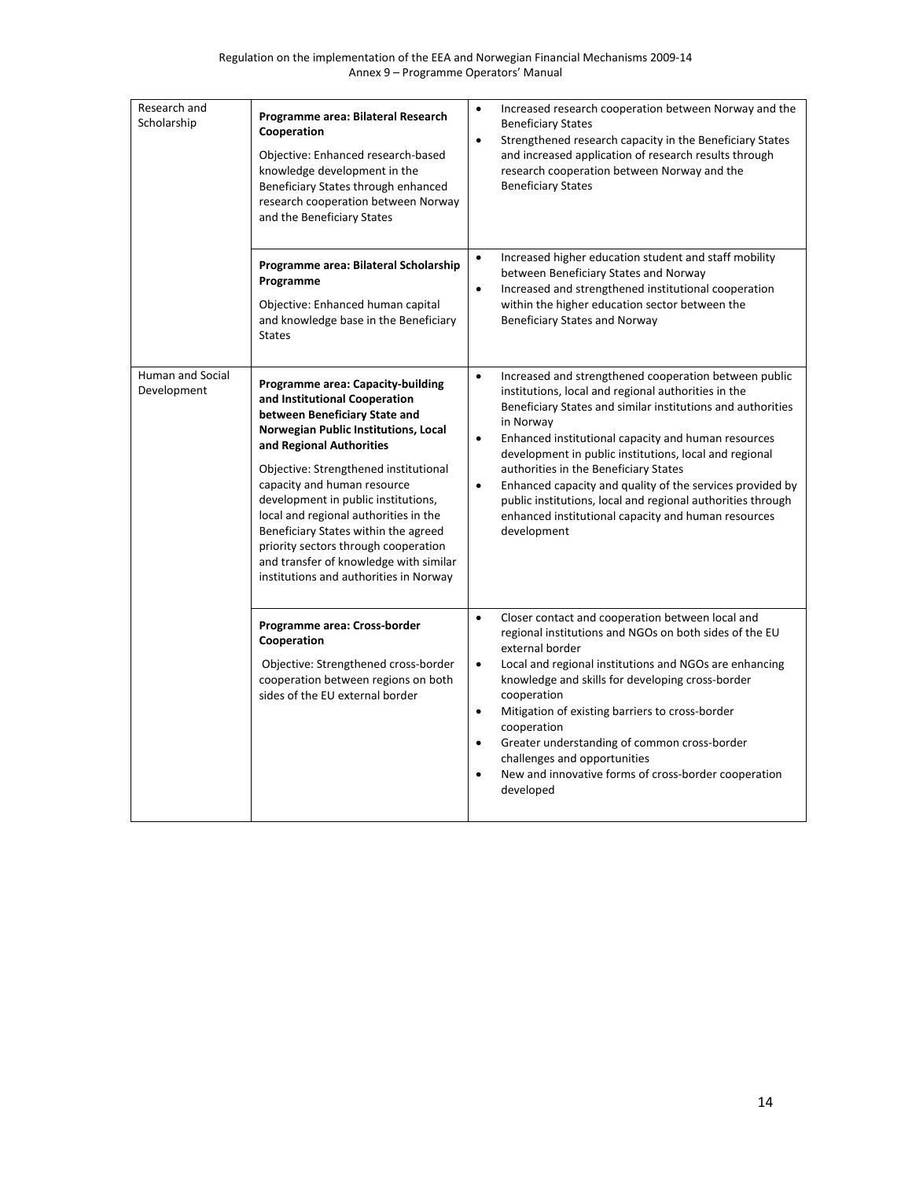| | | |
|---|---|---|
| Research and Scholarship | **Programme area: Bilateral Research Cooperation**<br><br>Objective: Enhanced research-based knowledge development in the Beneficiary States through enhanced research cooperation between Norway and the Beneficiary States | • Increased research cooperation between Norway and the Beneficiary States<br>• Strengthened research capacity in the Beneficiary States and increased application of research results through research cooperation between Norway and the Beneficiary States |
| | **Programme area: Bilateral Scholarship Programme**<br><br>Objective: Enhanced human capital and knowledge base in the Beneficiary States | • Increased higher education student and staff mobility between Beneficiary States and Norway<br>• Increased and strengthened institutional cooperation within the higher education sector between the Beneficiary States and Norway |
| Human and Social Development | **Programme area: Capacity-building and Institutional Cooperation between Beneficiary State and Norwegian Public Institutions, Local and Regional Authorities**<br><br>Objective: Strengthened institutional capacity and human resource development in public institutions, local and regional authorities in the Beneficiary States within the agreed priority sectors through cooperation and transfer of knowledge with similar institutions and authorities in Norway | • Increased and strengthened cooperation between public institutions, local and regional authorities in the Beneficiary States and similar institutions and authorities in Norway<br>• Enhanced institutional capacity and human resources development in public institutions, local and regional authorities in the Beneficiary States<br>• Enhanced capacity and quality of the services provided by public institutions, local and regional authorities through enhanced institutional capacity and human resources development |
| | **Programme area: Cross-border Cooperation**<br><br>Objective: Strengthened cross-border cooperation between regions on both sides of the EU external border | • Closer contact and cooperation between local and regional institutions and NGOs on both sides of the EU external border<br>• Local and regional institutions and NGOs are enhancing knowledge and skills for developing cross-border cooperation<br>• Mitigation of existing barriers to cross-border cooperation<br>• Greater understanding of common cross-border challenges and opportunities<br>• New and innovative forms of cross-border cooperation developed |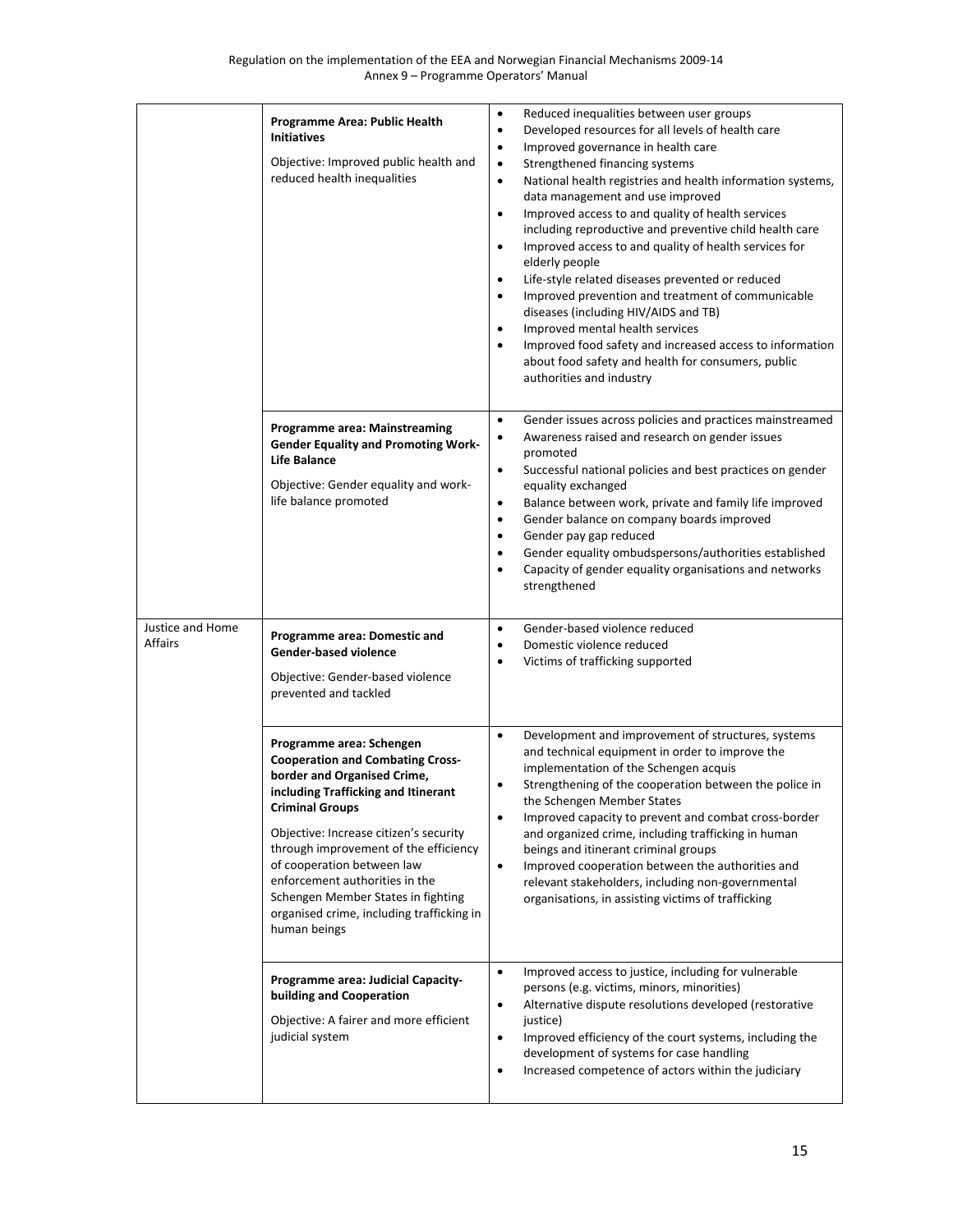| | | |
|---|---|---|
| | **Programme Area: Public Health Initiatives**<br><br>Objective: Improved public health and reduced health inequalities | • Reduced inequalities between user groups<br>• Developed resources for all levels of health care<br>• Improved governance in health care<br>• Strengthened financing systems<br>• National health registries and health information systems, data management and use improved<br>• Improved access to and quality of health services including reproductive and preventive child health care<br>• Improved access to and quality of health services for elderly people<br>• Life-style related diseases prevented or reduced<br>• Improved prevention and treatment of communicable diseases (including HIV/AIDS and TB)<br>• Improved mental health services<br>• Improved food safety and increased access to information about food safety and health for consumers, public authorities and industry |
| | **Programme area: Mainstreaming Gender Equality and Promoting Work-Life Balance**<br><br>Objective: Gender equality and work-life balance promoted | • Gender issues across policies and practices mainstreamed<br>• Awareness raised and research on gender issues promoted<br>• Successful national policies and best practices on gender equality exchanged<br>• Balance between work, private and family life improved<br>• Gender balance on company boards improved<br>• Gender pay gap reduced<br>• Gender equality ombudspersons/authorities established<br>• Capacity of gender equality organisations and networks strengthened |
| Justice and Home Affairs | **Programme area: Domestic and Gender-based violence**<br><br>Objective: Gender-based violence prevented and tackled | • Gender-based violence reduced<br>• Domestic violence reduced<br>• Victims of trafficking supported |
| | **Programme area: Schengen Cooperation and Combating Cross-border and Organised Crime, including Trafficking and Itinerant Criminal Groups**<br><br>Objective: Increase citizen's security through improvement of the efficiency of cooperation between law enforcement authorities in the Schengen Member States in fighting organised crime, including trafficking in human beings | • Development and improvement of structures, systems and technical equipment in order to improve the implementation of the Schengen acquis<br>• Strengthening of the cooperation between the police in the Schengen Member States<br>• Improved capacity to prevent and combat cross-border and organized crime, including trafficking in human beings and itinerant criminal groups<br>• Improved cooperation between the authorities and relevant stakeholders, including non-governmental organisations, in assisting victims of trafficking |
| | **Programme area: Judicial Capacity-building and Cooperation**<br><br>Objective: A fairer and more efficient judicial system | • Improved access to justice, including for vulnerable persons (e.g. victims, minors, minorities)<br>• Alternative dispute resolutions developed (restorative justice)<br>• Improved efficiency of the court systems, including the development of systems for case handling<br>• Increased competence of actors within the judiciary |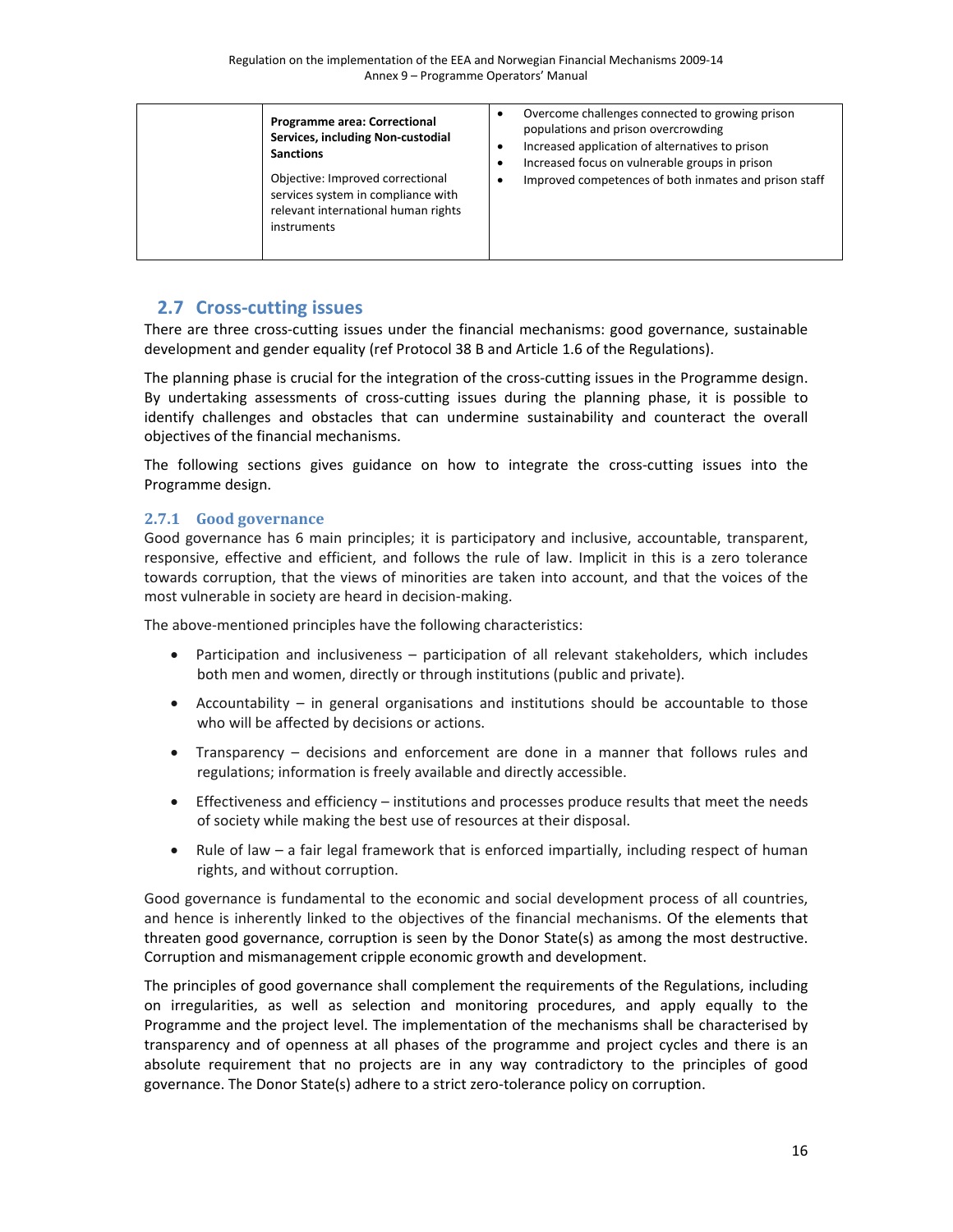| | Programme area: Correctional Services, including Non-custodial Sanctions<br><br>Objective: Improved correctional services system in compliance with relevant international human rights instruments | • Overcome challenges connected to growing prison populations and prison overcrowding<br>• Increased application of alternatives to prison<br>• Increased focus on vulnerable groups in prison<br>• Improved competences of both inmates and prison staff |
|---|---|---|

## 2.7 Cross-cutting issues

There are three cross-cutting issues under the financial mechanisms: good governance, sustainable development and gender equality (ref Protocol 38 B and Article 1.6 of the Regulations).

The planning phase is crucial for the integration of the cross-cutting issues in the Programme design. By undertaking assessments of cross-cutting issues during the planning phase, it is possible to identify challenges and obstacles that can undermine sustainability and counteract the overall objectives of the financial mechanisms.

The following sections gives guidance on how to integrate the cross-cutting issues into the Programme design.

### 2.7.1 Good governance

Good governance has 6 main principles; it is participatory and inclusive, accountable, transparent, responsive, effective and efficient, and follows the rule of law. Implicit in this is a zero tolerance towards corruption, that the views of minorities are taken into account, and that the voices of the most vulnerable in society are heard in decision-making.

The above-mentioned principles have the following characteristics:

- Participation and inclusiveness – participation of all relevant stakeholders, which includes both men and women, directly or through institutions (public and private).
- Accountability – in general organisations and institutions should be accountable to those who will be affected by decisions or actions.
- Transparency – decisions and enforcement are done in a manner that follows rules and regulations; information is freely available and directly accessible.
- Effectiveness and efficiency – institutions and processes produce results that meet the needs of society while making the best use of resources at their disposal.
- Rule of law – a fair legal framework that is enforced impartially, including respect of human rights, and without corruption.

Good governance is fundamental to the economic and social development process of all countries, and hence is inherently linked to the objectives of the financial mechanisms. Of the elements that threaten good governance, corruption is seen by the Donor State(s) as among the most destructive. Corruption and mismanagement cripple economic growth and development.

The principles of good governance shall complement the requirements of the Regulations, including on irregularities, as well as selection and monitoring procedures, and apply equally to the Programme and the project level. The implementation of the mechanisms shall be characterised by transparency and of openness at all phases of the programme and project cycles and there is an absolute requirement that no projects are in any way contradictory to the principles of good governance. The Donor State(s) adhere to a strict zero-tolerance policy on corruption.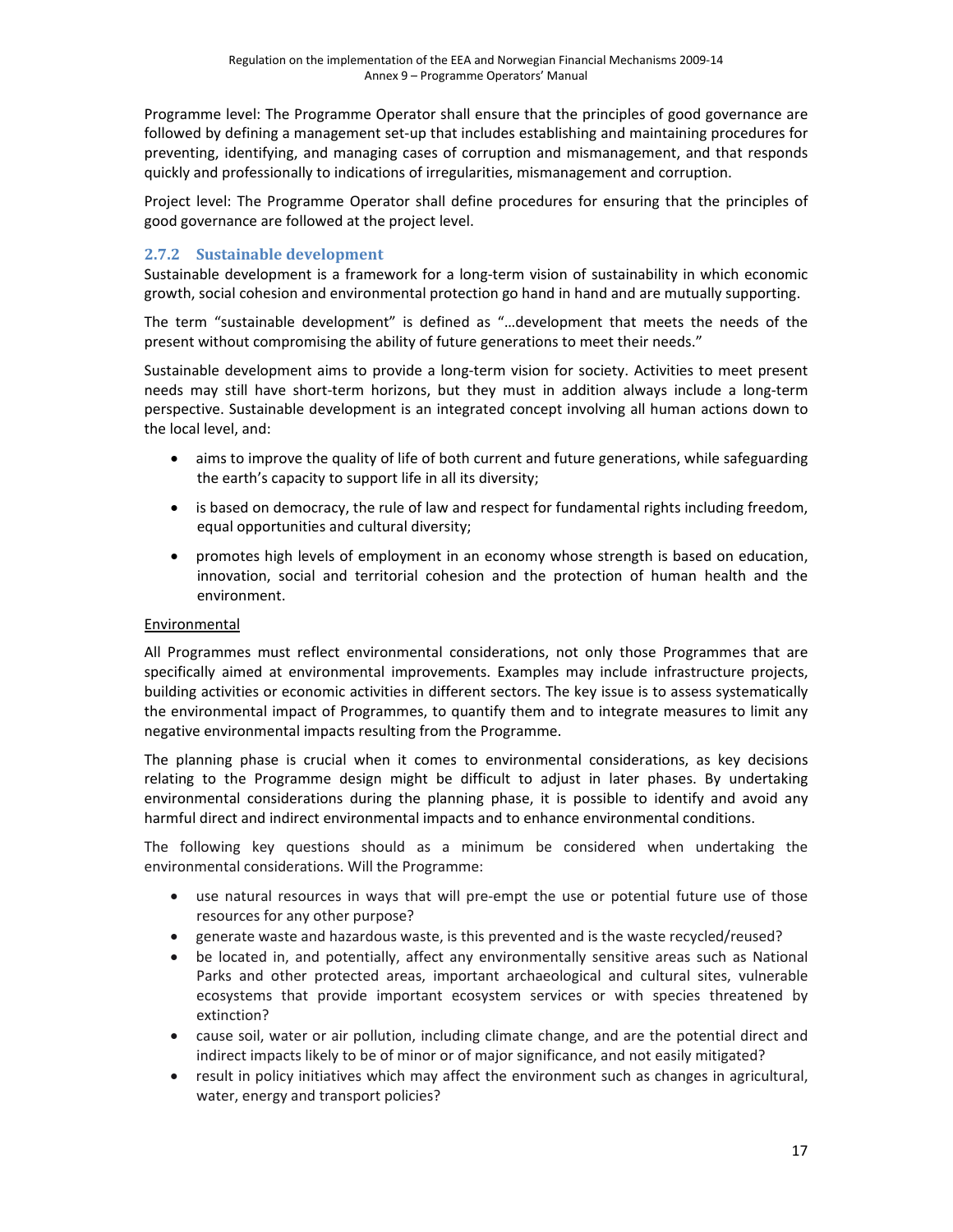Programme level: The Programme Operator shall ensure that the principles of good governance are followed by defining a management set-up that includes establishing and maintaining procedures for preventing, identifying, and managing cases of corruption and mismanagement, and that responds quickly and professionally to indications of irregularities, mismanagement and corruption.

Project level: The Programme Operator shall define procedures for ensuring that the principles of good governance are followed at the project level.

### 2.7.2 Sustainable development

Sustainable development is a framework for a long-term vision of sustainability in which economic growth, social cohesion and environmental protection go hand in hand and are mutually supporting.

The term "sustainable development" is defined as "…development that meets the needs of the present without compromising the ability of future generations to meet their needs."

Sustainable development aims to provide a long-term vision for society. Activities to meet present needs may still have short-term horizons, but they must in addition always include a long-term perspective. Sustainable development is an integrated concept involving all human actions down to the local level, and:

- aims to improve the quality of life of both current and future generations, while safeguarding the earth's capacity to support life in all its diversity;
- is based on democracy, the rule of law and respect for fundamental rights including freedom, equal opportunities and cultural diversity;
- promotes high levels of employment in an economy whose strength is based on education, innovation, social and territorial cohesion and the protection of human health and the environment.

Environmental

All Programmes must reflect environmental considerations, not only those Programmes that are specifically aimed at environmental improvements. Examples may include infrastructure projects, building activities or economic activities in different sectors. The key issue is to assess systematically the environmental impact of Programmes, to quantify them and to integrate measures to limit any negative environmental impacts resulting from the Programme.

The planning phase is crucial when it comes to environmental considerations, as key decisions relating to the Programme design might be difficult to adjust in later phases. By undertaking environmental considerations during the planning phase, it is possible to identify and avoid any harmful direct and indirect environmental impacts and to enhance environmental conditions.

The following key questions should as a minimum be considered when undertaking the environmental considerations. Will the Programme:

- use natural resources in ways that will pre-empt the use or potential future use of those resources for any other purpose?
- generate waste and hazardous waste, is this prevented and is the waste recycled/reused?
- be located in, and potentially, affect any environmentally sensitive areas such as National Parks and other protected areas, important archaeological and cultural sites, vulnerable ecosystems that provide important ecosystem services or with species threatened by extinction?
- cause soil, water or air pollution, including climate change, and are the potential direct and indirect impacts likely to be of minor or of major significance, and not easily mitigated?
- result in policy initiatives which may affect the environment such as changes in agricultural, water, energy and transport policies?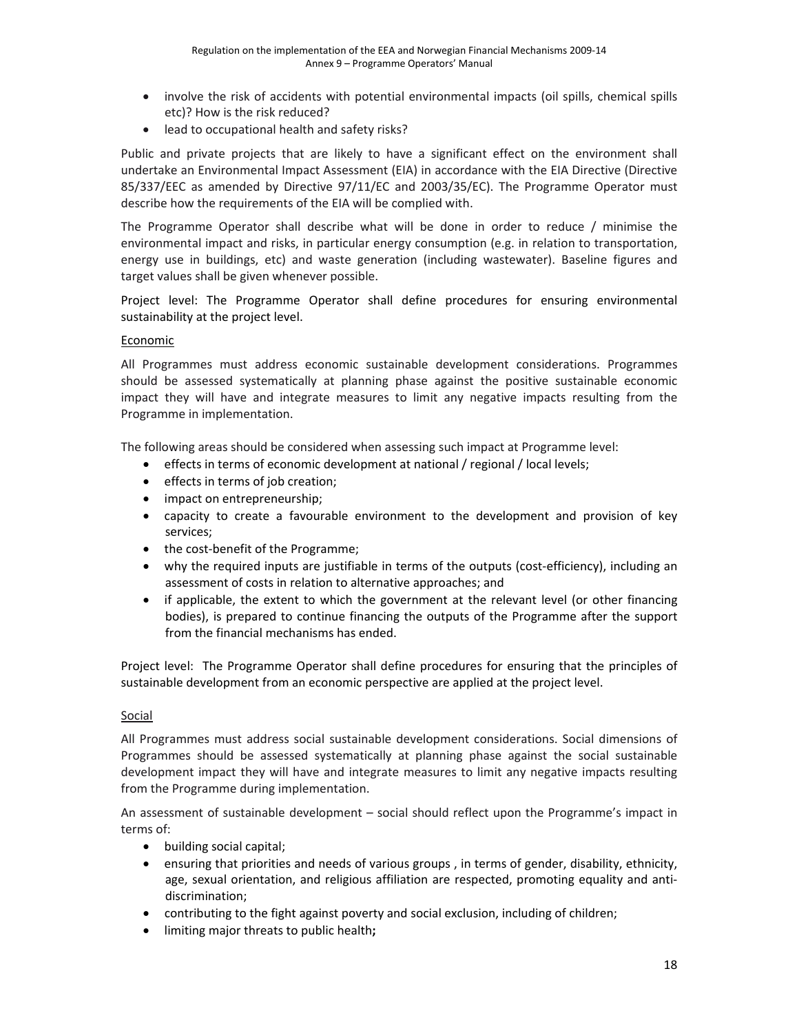- involve the risk of accidents with potential environmental impacts (oil spills, chemical spills etc)? How is the risk reduced?
- lead to occupational health and safety risks?

Public and private projects that are likely to have a significant effect on the environment shall undertake an Environmental Impact Assessment (EIA) in accordance with the EIA Directive (Directive 85/337/EEC as amended by Directive 97/11/EC and 2003/35/EC). The Programme Operator must describe how the requirements of the EIA will be complied with.

The Programme Operator shall describe what will be done in order to reduce / minimise the environmental impact and risks, in particular energy consumption (e.g. in relation to transportation, energy use in buildings, etc) and waste generation (including wastewater). Baseline figures and target values shall be given whenever possible.

Project level: The Programme Operator shall define procedures for ensuring environmental sustainability at the project level.

<u>Economic</u>

All Programmes must address economic sustainable development considerations. Programmes should be assessed systematically at planning phase against the positive sustainable economic impact they will have and integrate measures to limit any negative impacts resulting from the Programme in implementation.

The following areas should be considered when assessing such impact at Programme level:

- effects in terms of economic development at national / regional / local levels;
- effects in terms of job creation;
- impact on entrepreneurship;
- capacity to create a favourable environment to the development and provision of key services;
- the cost-benefit of the Programme;
- why the required inputs are justifiable in terms of the outputs (cost-efficiency), including an assessment of costs in relation to alternative approaches; and
- if applicable, the extent to which the government at the relevant level (or other financing bodies), is prepared to continue financing the outputs of the Programme after the support from the financial mechanisms has ended.

Project level: The Programme Operator shall define procedures for ensuring that the principles of sustainable development from an economic perspective are applied at the project level.

<u>Social</u>

All Programmes must address social sustainable development considerations. Social dimensions of Programmes should be assessed systematically at planning phase against the social sustainable development impact they will have and integrate measures to limit any negative impacts resulting from the Programme during implementation.

An assessment of sustainable development – social should reflect upon the Programme's impact in terms of:

- building social capital;
- ensuring that priorities and needs of various groups , in terms of gender, disability, ethnicity, age, sexual orientation, and religious affiliation are respected, promoting equality and anti-discrimination;
- contributing to the fight against poverty and social exclusion, including of children;
- limiting major threats to public health**;**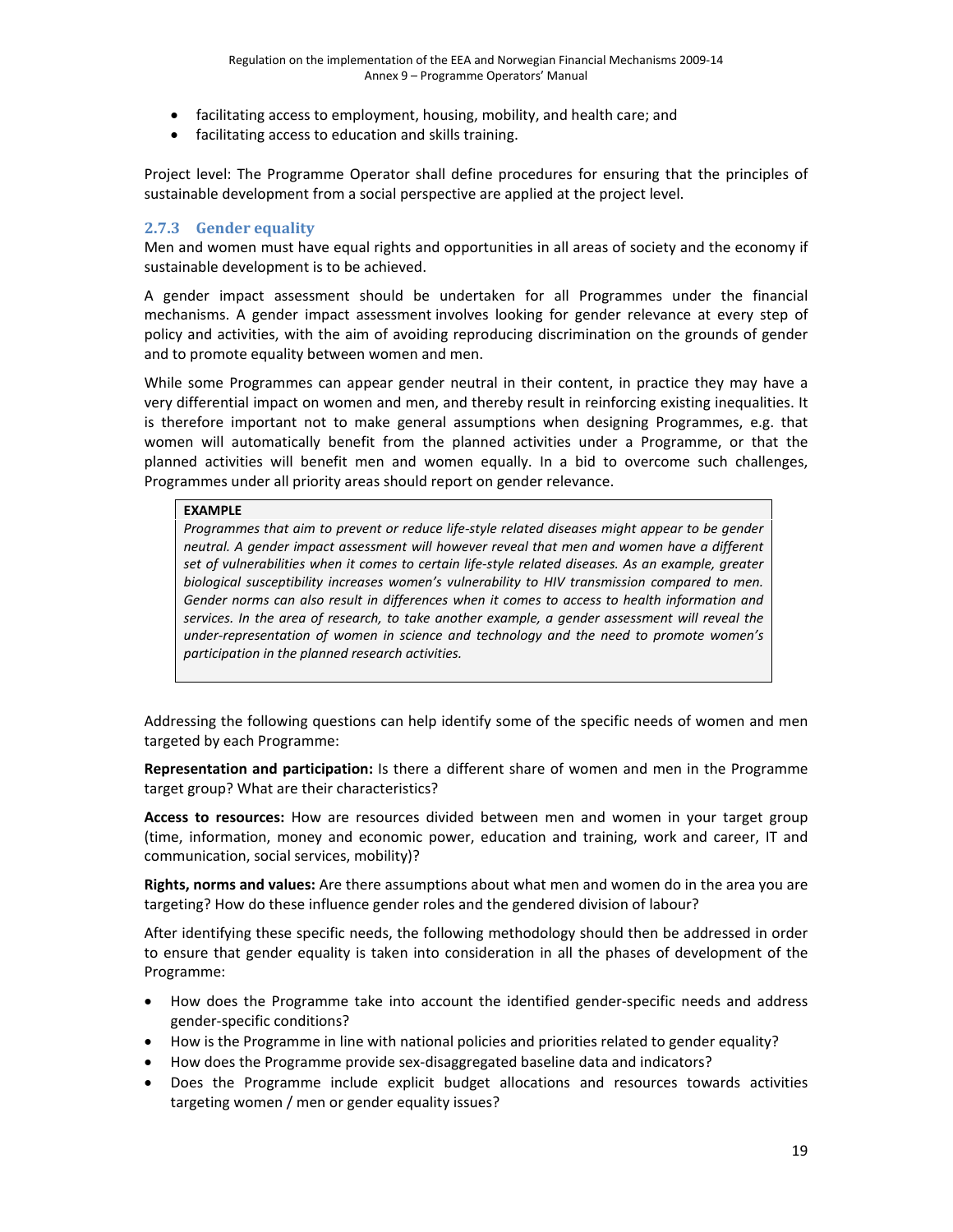- facilitating access to employment, housing, mobility, and health care; and
- facilitating access to education and skills training.

Project level: The Programme Operator shall define procedures for ensuring that the principles of sustainable development from a social perspective are applied at the project level.

### 2.7.3 Gender equality

Men and women must have equal rights and opportunities in all areas of society and the economy if sustainable development is to be achieved.

A gender impact assessment should be undertaken for all Programmes under the financial mechanisms. A gender impact assessment involves looking for gender relevance at every step of policy and activities, with the aim of avoiding reproducing discrimination on the grounds of gender and to promote equality between women and men.

While some Programmes can appear gender neutral in their content, in practice they may have a very differential impact on women and men, and thereby result in reinforcing existing inequalities. It is therefore important not to make general assumptions when designing Programmes, e.g. that women will automatically benefit from the planned activities under a Programme, or that the planned activities will benefit men and women equally. In a bid to overcome such challenges, Programmes under all priority areas should report on gender relevance.

> **EXAMPLE**
>
> *Programmes that aim to prevent or reduce life-style related diseases might appear to be gender neutral. A gender impact assessment will however reveal that men and women have a different set of vulnerabilities when it comes to certain life-style related diseases. As an example, greater biological susceptibility increases women's vulnerability to HIV transmission compared to men. Gender norms can also result in differences when it comes to access to health information and services. In the area of research, to take another example, a gender assessment will reveal the under-representation of women in science and technology and the need to promote women's participation in the planned research activities.*

Addressing the following questions can help identify some of the specific needs of women and men targeted by each Programme:

**Representation and participation:** Is there a different share of women and men in the Programme target group? What are their characteristics?

**Access to resources:** How are resources divided between men and women in your target group (time, information, money and economic power, education and training, work and career, IT and communication, social services, mobility)?

**Rights, norms and values:** Are there assumptions about what men and women do in the area you are targeting? How do these influence gender roles and the gendered division of labour?

After identifying these specific needs, the following methodology should then be addressed in order to ensure that gender equality is taken into consideration in all the phases of development of the Programme:

- How does the Programme take into account the identified gender-specific needs and address gender-specific conditions?
- How is the Programme in line with national policies and priorities related to gender equality?
- How does the Programme provide sex-disaggregated baseline data and indicators?
- Does the Programme include explicit budget allocations and resources towards activities targeting women / men or gender equality issues?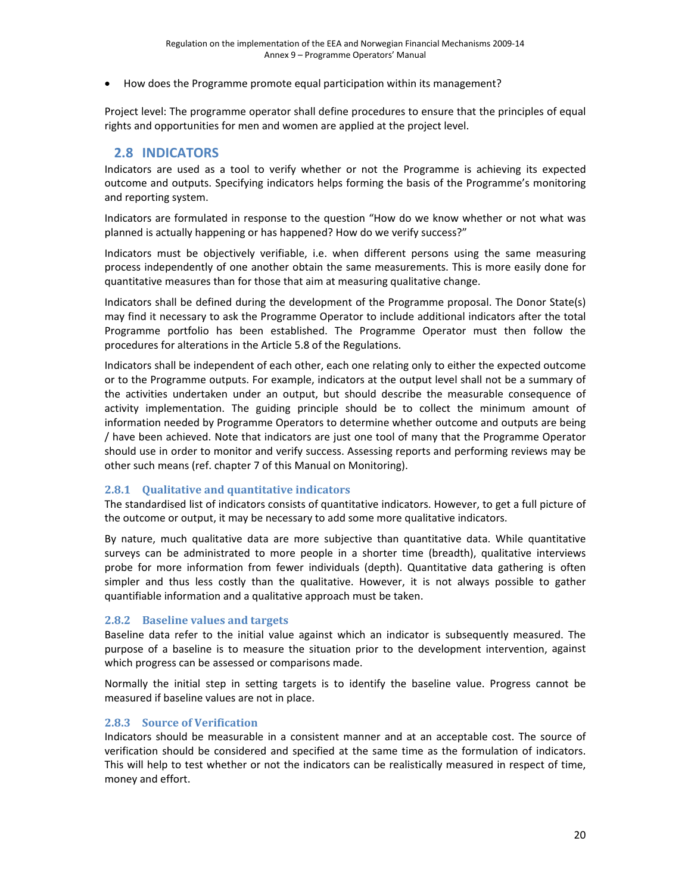- How does the Programme promote equal participation within its management?

Project level: The programme operator shall define procedures to ensure that the principles of equal rights and opportunities for men and women are applied at the project level.

## 2.8 INDICATORS

Indicators are used as a tool to verify whether or not the Programme is achieving its expected outcome and outputs. Specifying indicators helps forming the basis of the Programme's monitoring and reporting system.

Indicators are formulated in response to the question "How do we know whether or not what was planned is actually happening or has happened? How do we verify success?"

Indicators must be objectively verifiable, i.e. when different persons using the same measuring process independently of one another obtain the same measurements. This is more easily done for quantitative measures than for those that aim at measuring qualitative change.

Indicators shall be defined during the development of the Programme proposal. The Donor State(s) may find it necessary to ask the Programme Operator to include additional indicators after the total Programme portfolio has been established. The Programme Operator must then follow the procedures for alterations in the Article 5.8 of the Regulations.

Indicators shall be independent of each other, each one relating only to either the expected outcome or to the Programme outputs. For example, indicators at the output level shall not be a summary of the activities undertaken under an output, but should describe the measurable consequence of activity implementation. The guiding principle should be to collect the minimum amount of information needed by Programme Operators to determine whether outcome and outputs are being / have been achieved. Note that indicators are just one tool of many that the Programme Operator should use in order to monitor and verify success. Assessing reports and performing reviews may be other such means (ref. chapter 7 of this Manual on Monitoring).

### 2.8.1 Qualitative and quantitative indicators

The standardised list of indicators consists of quantitative indicators. However, to get a full picture of the outcome or output, it may be necessary to add some more qualitative indicators.

By nature, much qualitative data are more subjective than quantitative data. While quantitative surveys can be administrated to more people in a shorter time (breadth), qualitative interviews probe for more information from fewer individuals (depth). Quantitative data gathering is often simpler and thus less costly than the qualitative. However, it is not always possible to gather quantifiable information and a qualitative approach must be taken.

### 2.8.2 Baseline values and targets

Baseline data refer to the initial value against which an indicator is subsequently measured. The purpose of a baseline is to measure the situation prior to the development intervention, against which progress can be assessed or comparisons made.

Normally the initial step in setting targets is to identify the baseline value. Progress cannot be measured if baseline values are not in place.

### 2.8.3 Source of Verification

Indicators should be measurable in a consistent manner and at an acceptable cost. The source of verification should be considered and specified at the same time as the formulation of indicators. This will help to test whether or not the indicators can be realistically measured in respect of time, money and effort.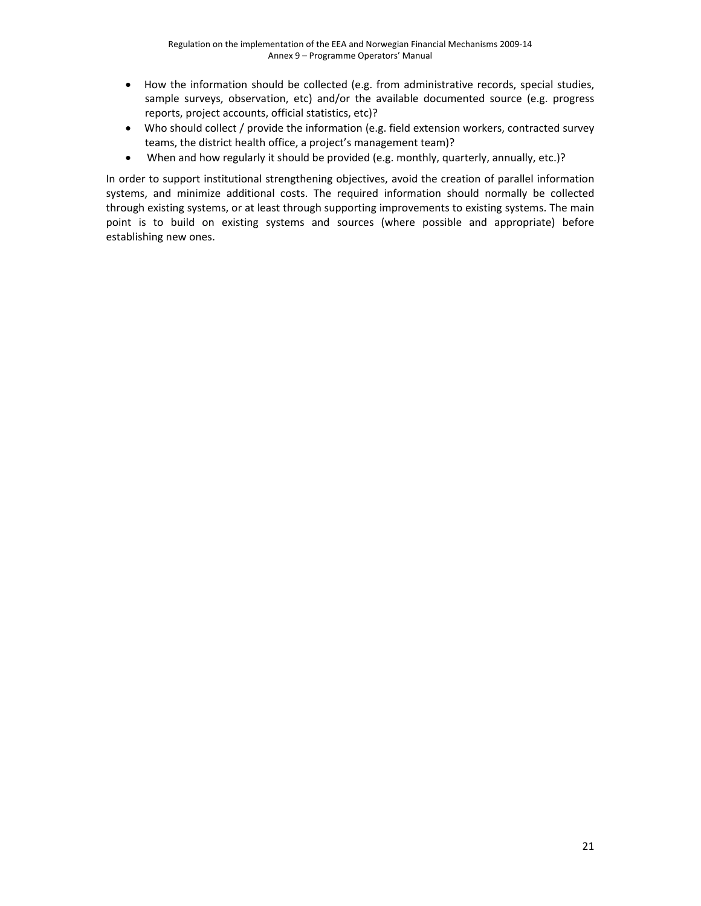- How the information should be collected (e.g. from administrative records, special studies, sample surveys, observation, etc) and/or the available documented source (e.g. progress reports, project accounts, official statistics, etc)?
- Who should collect / provide the information (e.g. field extension workers, contracted survey teams, the district health office, a project's management team)?
- When and how regularly it should be provided (e.g. monthly, quarterly, annually, etc.)?

In order to support institutional strengthening objectives, avoid the creation of parallel information systems, and minimize additional costs. The required information should normally be collected through existing systems, or at least through supporting improvements to existing systems. The main point is to build on existing systems and sources (where possible and appropriate) before establishing new ones.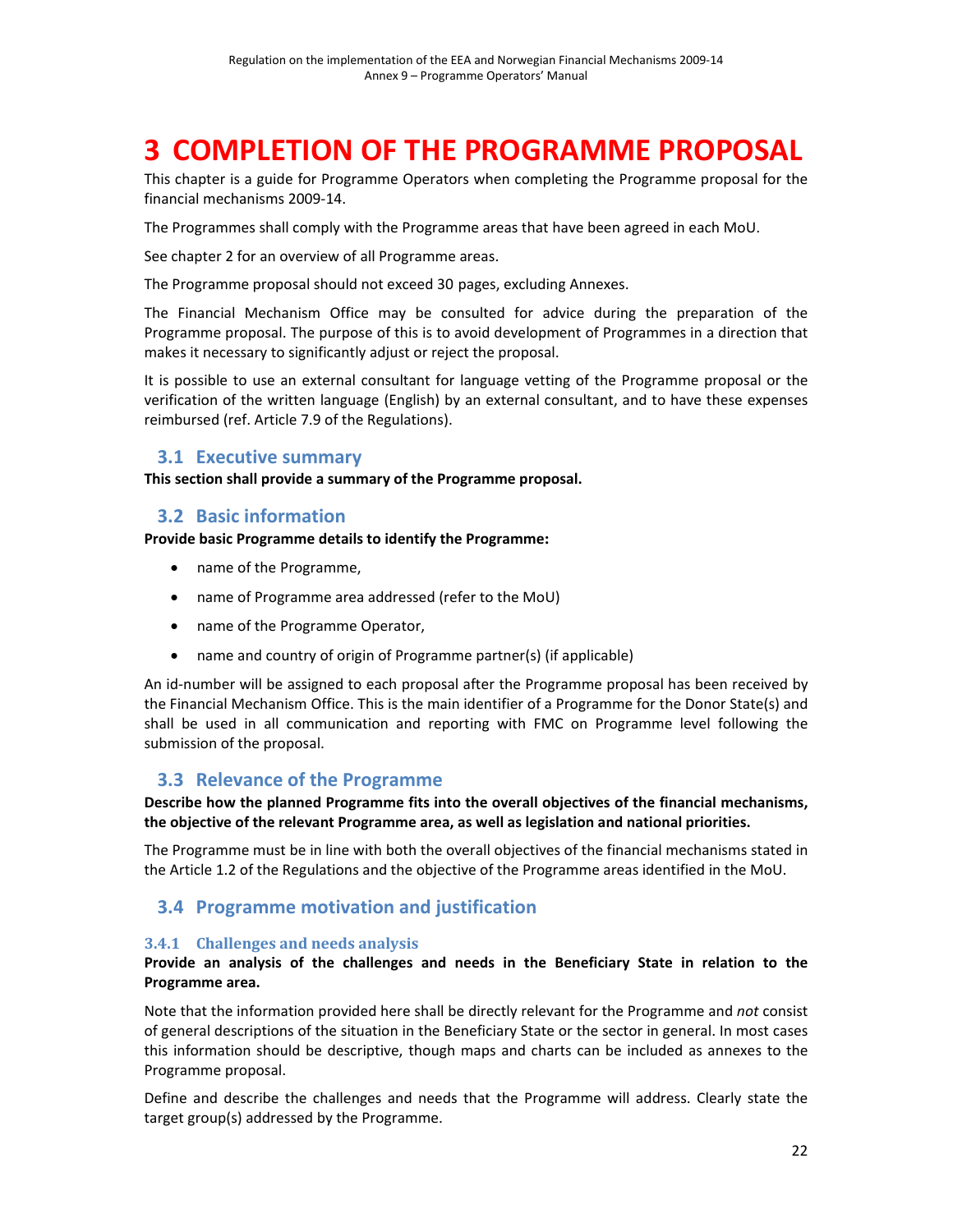# 3 COMPLETION OF THE PROGRAMME PROPOSAL

This chapter is a guide for Programme Operators when completing the Programme proposal for the financial mechanisms 2009-14.

The Programmes shall comply with the Programme areas that have been agreed in each MoU.

See chapter 2 for an overview of all Programme areas.

The Programme proposal should not exceed 30 pages, excluding Annexes.

The Financial Mechanism Office may be consulted for advice during the preparation of the Programme proposal. The purpose of this is to avoid development of Programmes in a direction that makes it necessary to significantly adjust or reject the proposal.

It is possible to use an external consultant for language vetting of the Programme proposal or the verification of the written language (English) by an external consultant, and to have these expenses reimbursed (ref. Article 7.9 of the Regulations).

## 3.1 Executive summary

**This section shall provide a summary of the Programme proposal.**

## 3.2 Basic information

**Provide basic Programme details to identify the Programme:**

- name of the Programme,
- name of Programme area addressed (refer to the MoU)
- name of the Programme Operator,
- name and country of origin of Programme partner(s) (if applicable)

An id-number will be assigned to each proposal after the Programme proposal has been received by the Financial Mechanism Office. This is the main identifier of a Programme for the Donor State(s) and shall be used in all communication and reporting with FMC on Programme level following the submission of the proposal.

## 3.3 Relevance of the Programme

**Describe how the planned Programme fits into the overall objectives of the financial mechanisms, the objective of the relevant Programme area, as well as legislation and national priorities.**

The Programme must be in line with both the overall objectives of the financial mechanisms stated in the Article 1.2 of the Regulations and the objective of the Programme areas identified in the MoU.

## 3.4 Programme motivation and justification

### 3.4.1 Challenges and needs analysis

**Provide an analysis of the challenges and needs in the Beneficiary State in relation to the Programme area.**

Note that the information provided here shall be directly relevant for the Programme and *not* consist of general descriptions of the situation in the Beneficiary State or the sector in general. In most cases this information should be descriptive, though maps and charts can be included as annexes to the Programme proposal.

Define and describe the challenges and needs that the Programme will address. Clearly state the target group(s) addressed by the Programme.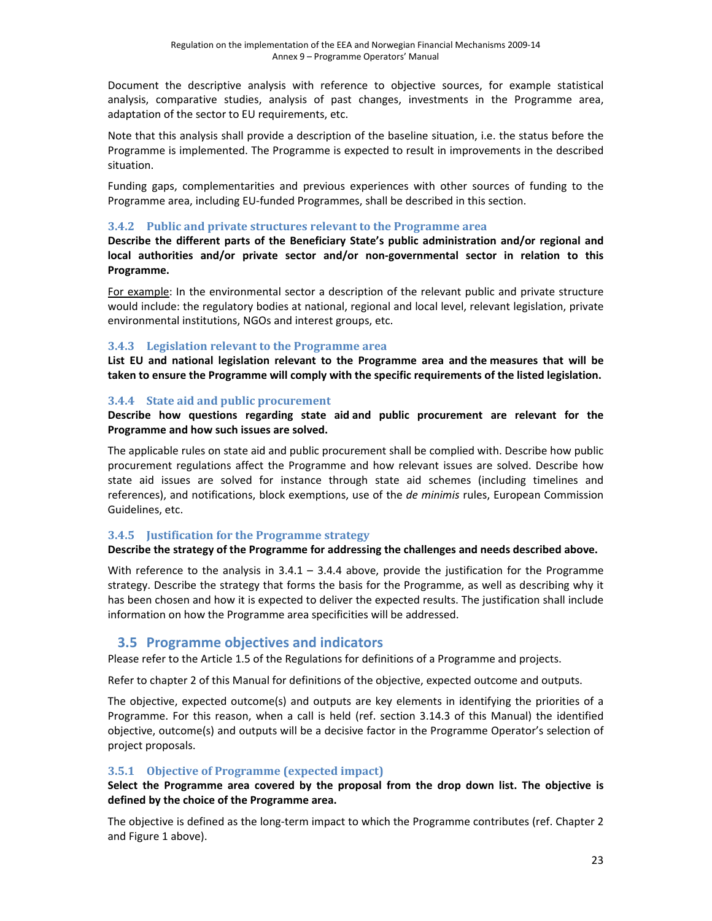Document the descriptive analysis with reference to objective sources, for example statistical analysis, comparative studies, analysis of past changes, investments in the Programme area, adaptation of the sector to EU requirements, etc.

Note that this analysis shall provide a description of the baseline situation, i.e. the status before the Programme is implemented. The Programme is expected to result in improvements in the described situation.

Funding gaps, complementarities and previous experiences with other sources of funding to the Programme area, including EU-funded Programmes, shall be described in this section.

### 3.4.2 Public and private structures relevant to the Programme area

**Describe the different parts of the Beneficiary State's public administration and/or regional and local authorities and/or private sector and/or non-governmental sector in relation to this Programme.**

For example: In the environmental sector a description of the relevant public and private structure would include: the regulatory bodies at national, regional and local level, relevant legislation, private environmental institutions, NGOs and interest groups, etc.

### 3.4.3 Legislation relevant to the Programme area

**List EU and national legislation relevant to the Programme area and the measures that will be taken to ensure the Programme will comply with the specific requirements of the listed legislation.**

### 3.4.4 State aid and public procurement

**Describe how questions regarding state aid and public procurement are relevant for the Programme and how such issues are solved.**

The applicable rules on state aid and public procurement shall be complied with. Describe how public procurement regulations affect the Programme and how relevant issues are solved. Describe how state aid issues are solved for instance through state aid schemes (including timelines and references), and notifications, block exemptions, use of the *de minimis* rules, European Commission Guidelines, etc.

### 3.4.5 Justification for the Programme strategy

**Describe the strategy of the Programme for addressing the challenges and needs described above.**

With reference to the analysis in 3.4.1 – 3.4.4 above, provide the justification for the Programme strategy. Describe the strategy that forms the basis for the Programme, as well as describing why it has been chosen and how it is expected to deliver the expected results. The justification shall include information on how the Programme area specificities will be addressed.

## 3.5 Programme objectives and indicators

Please refer to the Article 1.5 of the Regulations for definitions of a Programme and projects.

Refer to chapter 2 of this Manual for definitions of the objective, expected outcome and outputs.

The objective, expected outcome(s) and outputs are key elements in identifying the priorities of a Programme. For this reason, when a call is held (ref. section 3.14.3 of this Manual) the identified objective, outcome(s) and outputs will be a decisive factor in the Programme Operator's selection of project proposals.

### 3.5.1 Objective of Programme (expected impact)

**Select the Programme area covered by the proposal from the drop down list. The objective is defined by the choice of the Programme area.**

The objective is defined as the long-term impact to which the Programme contributes (ref. Chapter 2 and Figure 1 above).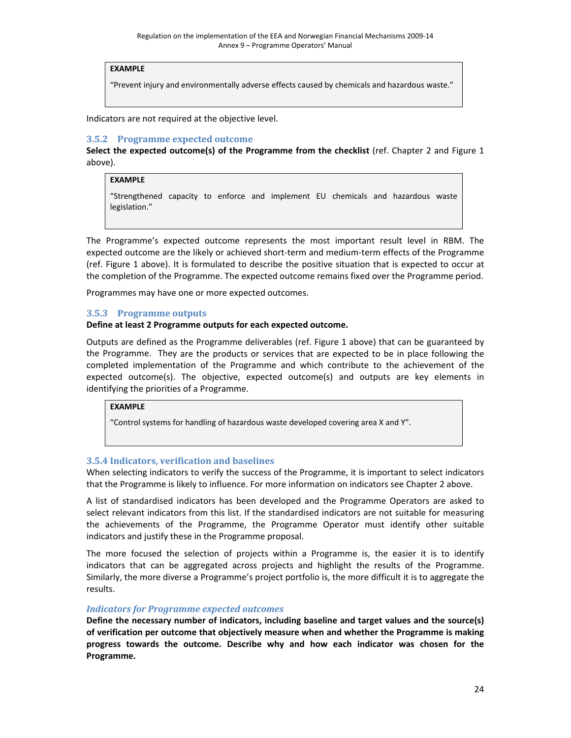**EXAMPLE**

"Prevent injury and environmentally adverse effects caused by chemicals and hazardous waste."

Indicators are not required at the objective level.

### 3.5.2 Programme expected outcome

**Select the expected outcome(s) of the Programme from the checklist** (ref. Chapter 2 and Figure 1 above).

**EXAMPLE**

"Strengthened capacity to enforce and implement EU chemicals and hazardous waste legislation."

The Programme's expected outcome represents the most important result level in RBM. The expected outcome are the likely or achieved short-term and medium-term effects of the Programme (ref. Figure 1 above). It is formulated to describe the positive situation that is expected to occur at the completion of the Programme. The expected outcome remains fixed over the Programme period.

Programmes may have one or more expected outcomes.

### 3.5.3 Programme outputs

**Define at least 2 Programme outputs for each expected outcome.**

Outputs are defined as the Programme deliverables (ref. Figure 1 above) that can be guaranteed by the Programme. They are the products or services that are expected to be in place following the completed implementation of the Programme and which contribute to the achievement of the expected outcome(s). The objective, expected outcome(s) and outputs are key elements in identifying the priorities of a Programme.

**EXAMPLE**

"Control systems for handling of hazardous waste developed covering area X and Y".

### 3.5.4 Indicators, verification and baselines

When selecting indicators to verify the success of the Programme, it is important to select indicators that the Programme is likely to influence. For more information on indicators see Chapter 2 above.

A list of standardised indicators has been developed and the Programme Operators are asked to select relevant indicators from this list. If the standardised indicators are not suitable for measuring the achievements of the Programme, the Programme Operator must identify other suitable indicators and justify these in the Programme proposal.

The more focused the selection of projects within a Programme is, the easier it is to identify indicators that can be aggregated across projects and highlight the results of the Programme. Similarly, the more diverse a Programme's project portfolio is, the more difficult it is to aggregate the results.

#### *Indicators for Programme expected outcomes*

**Define the necessary number of indicators, including baseline and target values and the source(s) of verification per outcome that objectively measure when and whether the Programme is making progress towards the outcome. Describe why and how each indicator was chosen for the Programme.**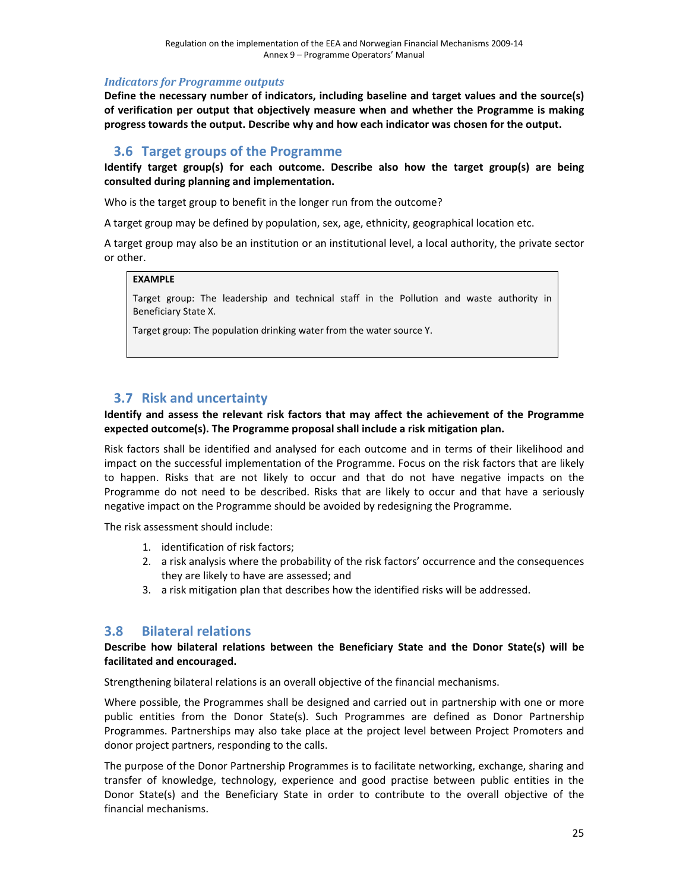### *Indicators for Programme outputs*

**Define the necessary number of indicators, including baseline and target values and the source(s) of verification per output that objectively measure when and whether the Programme is making progress towards the output. Describe why and how each indicator was chosen for the output.**

## 3.6 Target groups of the Programme

**Identify target group(s) for each outcome. Describe also how the target group(s) are being consulted during planning and implementation.**

Who is the target group to benefit in the longer run from the outcome?

A target group may be defined by population, sex, age, ethnicity, geographical location etc.

A target group may also be an institution or an institutional level, a local authority, the private sector or other.

> **EXAMPLE**
>
> Target group: The leadership and technical staff in the Pollution and waste authority in Beneficiary State X.
>
> Target group: The population drinking water from the water source Y.

## 3.7 Risk and uncertainty

**Identify and assess the relevant risk factors that may affect the achievement of the Programme expected outcome(s). The Programme proposal shall include a risk mitigation plan.**

Risk factors shall be identified and analysed for each outcome and in terms of their likelihood and impact on the successful implementation of the Programme. Focus on the risk factors that are likely to happen. Risks that are not likely to occur and that do not have negative impacts on the Programme do not need to be described. Risks that are likely to occur and that have a seriously negative impact on the Programme should be avoided by redesigning the Programme.

The risk assessment should include:

1. identification of risk factors;
2. a risk analysis where the probability of the risk factors' occurrence and the consequences they are likely to have are assessed; and
3. a risk mitigation plan that describes how the identified risks will be addressed.

## 3.8 Bilateral relations

**Describe how bilateral relations between the Beneficiary State and the Donor State(s) will be facilitated and encouraged.**

Strengthening bilateral relations is an overall objective of the financial mechanisms.

Where possible, the Programmes shall be designed and carried out in partnership with one or more public entities from the Donor State(s). Such Programmes are defined as Donor Partnership Programmes. Partnerships may also take place at the project level between Project Promoters and donor project partners, responding to the calls.

The purpose of the Donor Partnership Programmes is to facilitate networking, exchange, sharing and transfer of knowledge, technology, experience and good practise between public entities in the Donor State(s) and the Beneficiary State in order to contribute to the overall objective of the financial mechanisms.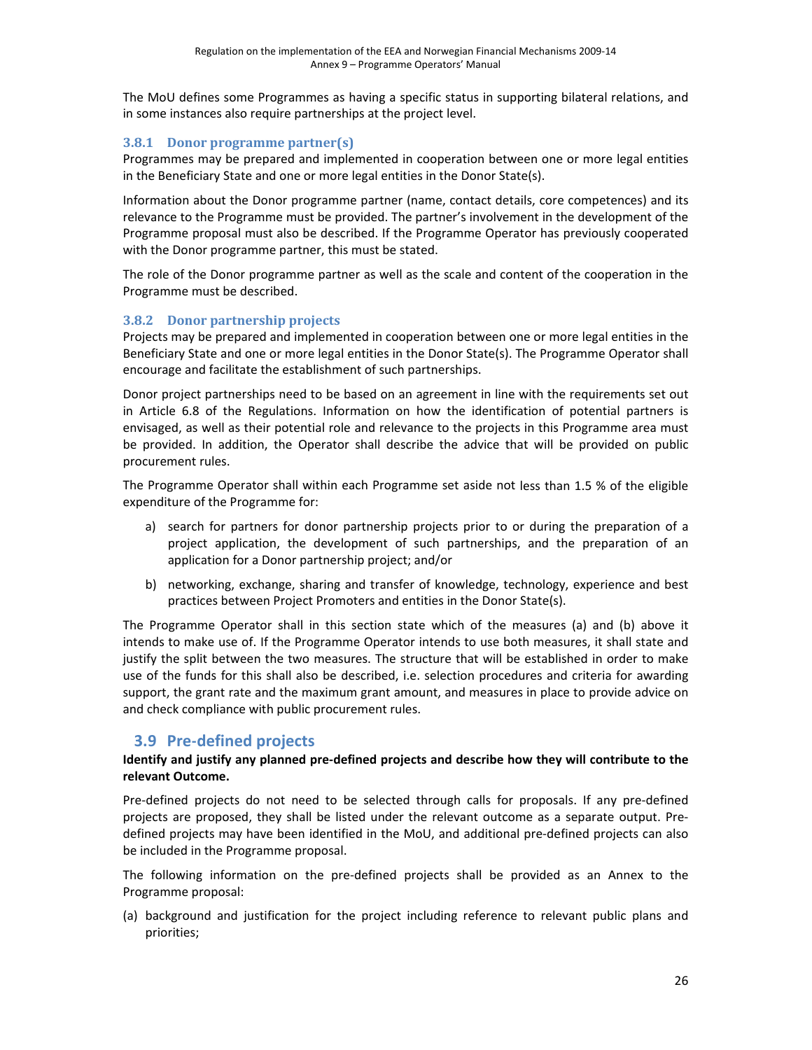The MoU defines some Programmes as having a specific status in supporting bilateral relations, and in some instances also require partnerships at the project level.

### 3.8.1 Donor programme partner(s)

Programmes may be prepared and implemented in cooperation between one or more legal entities in the Beneficiary State and one or more legal entities in the Donor State(s).

Information about the Donor programme partner (name, contact details, core competences) and its relevance to the Programme must be provided. The partner's involvement in the development of the Programme proposal must also be described. If the Programme Operator has previously cooperated with the Donor programme partner, this must be stated.

The role of the Donor programme partner as well as the scale and content of the cooperation in the Programme must be described.

### 3.8.2 Donor partnership projects

Projects may be prepared and implemented in cooperation between one or more legal entities in the Beneficiary State and one or more legal entities in the Donor State(s). The Programme Operator shall encourage and facilitate the establishment of such partnerships.

Donor project partnerships need to be based on an agreement in line with the requirements set out in Article 6.8 of the Regulations. Information on how the identification of potential partners is envisaged, as well as their potential role and relevance to the projects in this Programme area must be provided. In addition, the Operator shall describe the advice that will be provided on public procurement rules.

The Programme Operator shall within each Programme set aside not less than 1.5 % of the eligible expenditure of the Programme for:

a) search for partners for donor partnership projects prior to or during the preparation of a project application, the development of such partnerships, and the preparation of an application for a Donor partnership project; and/or

b) networking, exchange, sharing and transfer of knowledge, technology, experience and best practices between Project Promoters and entities in the Donor State(s).

The Programme Operator shall in this section state which of the measures (a) and (b) above it intends to make use of. If the Programme Operator intends to use both measures, it shall state and justify the split between the two measures. The structure that will be established in order to make use of the funds for this shall also be described, i.e. selection procedures and criteria for awarding support, the grant rate and the maximum grant amount, and measures in place to provide advice on and check compliance with public procurement rules.

## 3.9 Pre-defined projects

**Identify and justify any planned pre-defined projects and describe how they will contribute to the relevant Outcome.**

Pre-defined projects do not need to be selected through calls for proposals. If any pre-defined projects are proposed, they shall be listed under the relevant outcome as a separate output. Pre-defined projects may have been identified in the MoU, and additional pre-defined projects can also be included in the Programme proposal.

The following information on the pre-defined projects shall be provided as an Annex to the Programme proposal:

(a) background and justification for the project including reference to relevant public plans and priorities;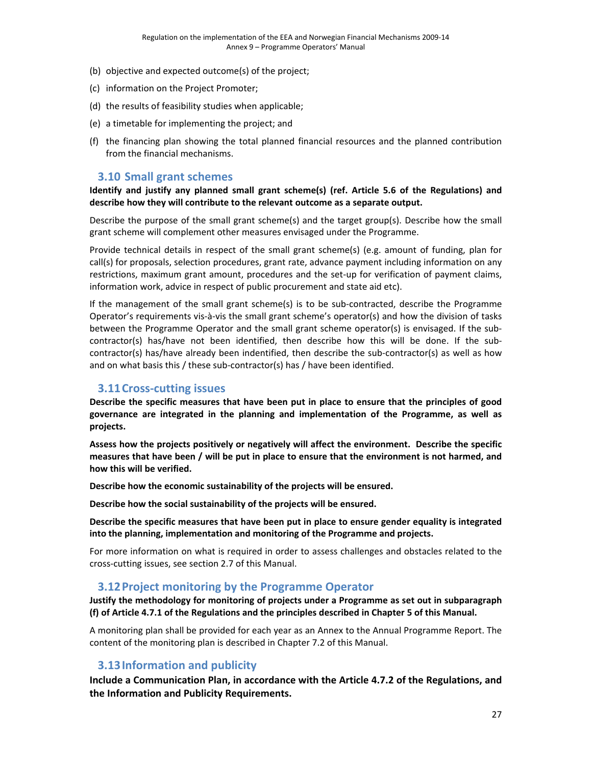(b) objective and expected outcome(s) of the project;

(c) information on the Project Promoter;

(d) the results of feasibility studies when applicable;

(e) a timetable for implementing the project; and

(f) the financing plan showing the total planned financial resources and the planned contribution from the financial mechanisms.

## 3.10 Small grant schemes

**Identify and justify any planned small grant scheme(s) (ref. Article 5.6 of the Regulations) and describe how they will contribute to the relevant outcome as a separate output.**

Describe the purpose of the small grant scheme(s) and the target group(s). Describe how the small grant scheme will complement other measures envisaged under the Programme.

Provide technical details in respect of the small grant scheme(s) (e.g. amount of funding, plan for call(s) for proposals, selection procedures, grant rate, advance payment including information on any restrictions, maximum grant amount, procedures and the set-up for verification of payment claims, information work, advice in respect of public procurement and state aid etc).

If the management of the small grant scheme(s) is to be sub-contracted, describe the Programme Operator's requirements vis-à-vis the small grant scheme's operator(s) and how the division of tasks between the Programme Operator and the small grant scheme operator(s) is envisaged. If the sub-contractor(s) has/have not been identified, then describe how this will be done. If the sub-contractor(s) has/have already been indentified, then describe the sub-contractor(s) as well as how and on what basis this / these sub-contractor(s) has / have been identified.

## 3.11 Cross-cutting issues

**Describe the specific measures that have been put in place to ensure that the principles of good governance are integrated in the planning and implementation of the Programme, as well as projects.**

**Assess how the projects positively or negatively will affect the environment. Describe the specific measures that have been / will be put in place to ensure that the environment is not harmed, and how this will be verified.**

**Describe how the economic sustainability of the projects will be ensured.**

**Describe how the social sustainability of the projects will be ensured.**

**Describe the specific measures that have been put in place to ensure gender equality is integrated into the planning, implementation and monitoring of the Programme and projects.**

For more information on what is required in order to assess challenges and obstacles related to the cross-cutting issues, see section 2.7 of this Manual.

## 3.12 Project monitoring by the Programme Operator

**Justify the methodology for monitoring of projects under a Programme as set out in subparagraph (f) of Article 4.7.1 of the Regulations and the principles described in Chapter 5 of this Manual.**

A monitoring plan shall be provided for each year as an Annex to the Annual Programme Report. The content of the monitoring plan is described in Chapter 7.2 of this Manual.

## 3.13 Information and publicity

**Include a Communication Plan, in accordance with the Article 4.7.2 of the Regulations, and the Information and Publicity Requirements.**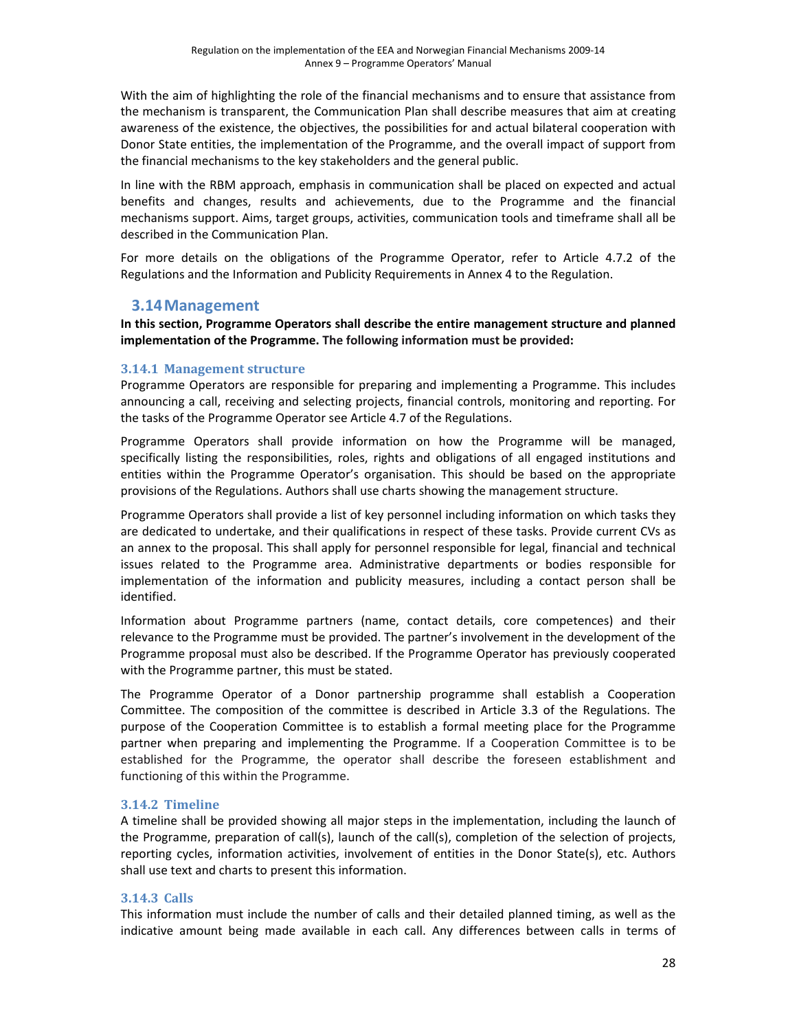With the aim of highlighting the role of the financial mechanisms and to ensure that assistance from the mechanism is transparent, the Communication Plan shall describe measures that aim at creating awareness of the existence, the objectives, the possibilities for and actual bilateral cooperation with Donor State entities, the implementation of the Programme, and the overall impact of support from the financial mechanisms to the key stakeholders and the general public.

In line with the RBM approach, emphasis in communication shall be placed on expected and actual benefits and changes, results and achievements, due to the Programme and the financial mechanisms support. Aims, target groups, activities, communication tools and timeframe shall all be described in the Communication Plan.

For more details on the obligations of the Programme Operator, refer to Article 4.7.2 of the Regulations and the Information and Publicity Requirements in Annex 4 to the Regulation.

## 3.14 Management

**In this section, Programme Operators shall describe the entire management structure and planned implementation of the Programme. The following information must be provided:**

### 3.14.1 Management structure

Programme Operators are responsible for preparing and implementing a Programme. This includes announcing a call, receiving and selecting projects, financial controls, monitoring and reporting. For the tasks of the Programme Operator see Article 4.7 of the Regulations.

Programme Operators shall provide information on how the Programme will be managed, specifically listing the responsibilities, roles, rights and obligations of all engaged institutions and entities within the Programme Operator's organisation. This should be based on the appropriate provisions of the Regulations. Authors shall use charts showing the management structure.

Programme Operators shall provide a list of key personnel including information on which tasks they are dedicated to undertake, and their qualifications in respect of these tasks. Provide current CVs as an annex to the proposal. This shall apply for personnel responsible for legal, financial and technical issues related to the Programme area. Administrative departments or bodies responsible for implementation of the information and publicity measures, including a contact person shall be identified.

Information about Programme partners (name, contact details, core competences) and their relevance to the Programme must be provided. The partner's involvement in the development of the Programme proposal must also be described. If the Programme Operator has previously cooperated with the Programme partner, this must be stated.

The Programme Operator of a Donor partnership programme shall establish a Cooperation Committee. The composition of the committee is described in Article 3.3 of the Regulations. The purpose of the Cooperation Committee is to establish a formal meeting place for the Programme partner when preparing and implementing the Programme. If a Cooperation Committee is to be established for the Programme, the operator shall describe the foreseen establishment and functioning of this within the Programme.

### 3.14.2 Timeline

A timeline shall be provided showing all major steps in the implementation, including the launch of the Programme, preparation of call(s), launch of the call(s), completion of the selection of projects, reporting cycles, information activities, involvement of entities in the Donor State(s), etc. Authors shall use text and charts to present this information.

### 3.14.3 Calls

This information must include the number of calls and their detailed planned timing, as well as the indicative amount being made available in each call. Any differences between calls in terms of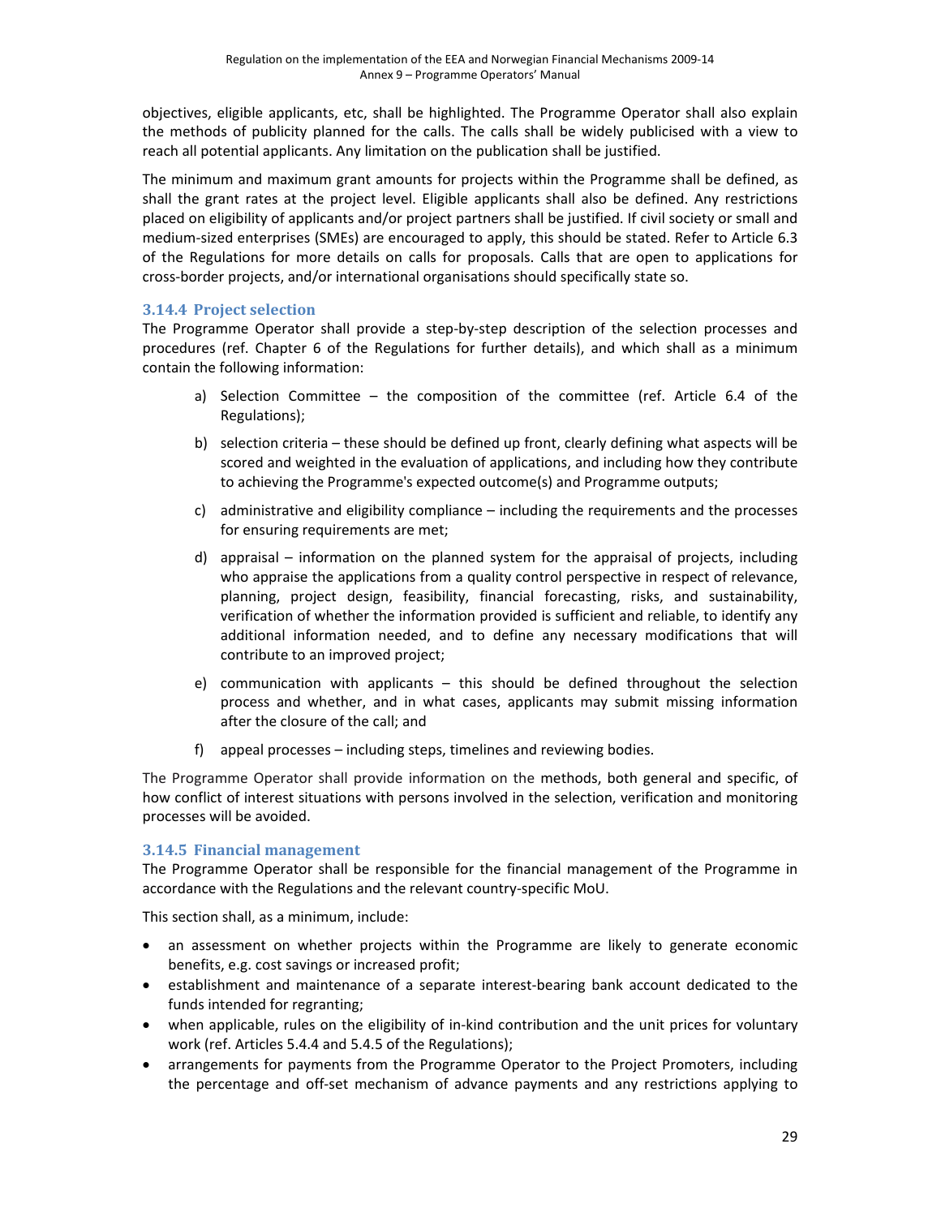objectives, eligible applicants, etc, shall be highlighted. The Programme Operator shall also explain the methods of publicity planned for the calls. The calls shall be widely publicised with a view to reach all potential applicants. Any limitation on the publication shall be justified.

The minimum and maximum grant amounts for projects within the Programme shall be defined, as shall the grant rates at the project level. Eligible applicants shall also be defined. Any restrictions placed on eligibility of applicants and/or project partners shall be justified. If civil society or small and medium-sized enterprises (SMEs) are encouraged to apply, this should be stated. Refer to Article 6.3 of the Regulations for more details on calls for proposals. Calls that are open to applications for cross-border projects, and/or international organisations should specifically state so.

### 3.14.4 Project selection

The Programme Operator shall provide a step-by-step description of the selection processes and procedures (ref. Chapter 6 of the Regulations for further details), and which shall as a minimum contain the following information:

a) Selection Committee – the composition of the committee (ref. Article 6.4 of the Regulations);

b) selection criteria – these should be defined up front, clearly defining what aspects will be scored and weighted in the evaluation of applications, and including how they contribute to achieving the Programme's expected outcome(s) and Programme outputs;

c) administrative and eligibility compliance – including the requirements and the processes for ensuring requirements are met;

d) appraisal – information on the planned system for the appraisal of projects, including who appraise the applications from a quality control perspective in respect of relevance, planning, project design, feasibility, financial forecasting, risks, and sustainability, verification of whether the information provided is sufficient and reliable, to identify any additional information needed, and to define any necessary modifications that will contribute to an improved project;

e) communication with applicants – this should be defined throughout the selection process and whether, and in what cases, applicants may submit missing information after the closure of the call; and

f) appeal processes – including steps, timelines and reviewing bodies.

The Programme Operator shall provide information on the methods, both general and specific, of how conflict of interest situations with persons involved in the selection, verification and monitoring processes will be avoided.

### 3.14.5 Financial management

The Programme Operator shall be responsible for the financial management of the Programme in accordance with the Regulations and the relevant country-specific MoU.

This section shall, as a minimum, include:

- an assessment on whether projects within the Programme are likely to generate economic benefits, e.g. cost savings or increased profit;
- establishment and maintenance of a separate interest-bearing bank account dedicated to the funds intended for regranting;
- when applicable, rules on the eligibility of in-kind contribution and the unit prices for voluntary work (ref. Articles 5.4.4 and 5.4.5 of the Regulations);
- arrangements for payments from the Programme Operator to the Project Promoters, including the percentage and off-set mechanism of advance payments and any restrictions applying to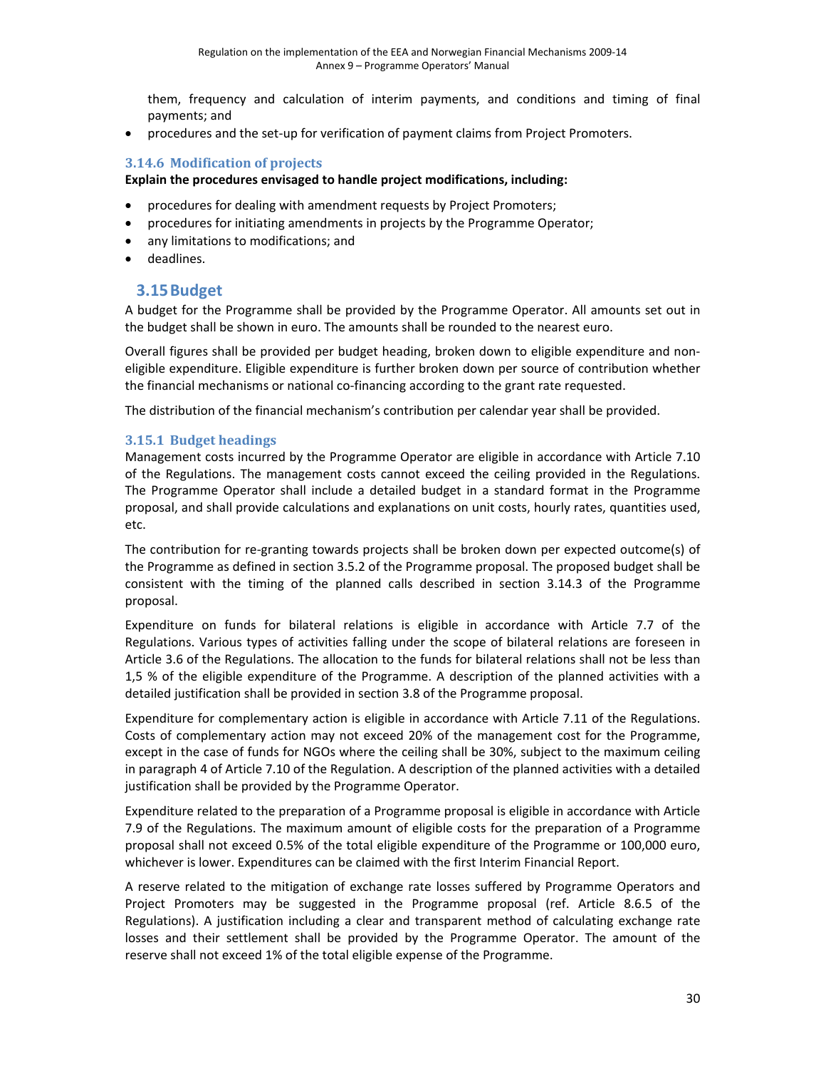them, frequency and calculation of interim payments, and conditions and timing of final payments; and

- procedures and the set-up for verification of payment claims from Project Promoters.

### 3.14.6 Modification of projects

**Explain the procedures envisaged to handle project modifications, including:**

- procedures for dealing with amendment requests by Project Promoters;
- procedures for initiating amendments in projects by the Programme Operator;
- any limitations to modifications; and
- deadlines.

## 3.15 Budget

A budget for the Programme shall be provided by the Programme Operator. All amounts set out in the budget shall be shown in euro. The amounts shall be rounded to the nearest euro.

Overall figures shall be provided per budget heading, broken down to eligible expenditure and non-eligible expenditure. Eligible expenditure is further broken down per source of contribution whether the financial mechanisms or national co-financing according to the grant rate requested.

The distribution of the financial mechanism's contribution per calendar year shall be provided.

### 3.15.1 Budget headings

Management costs incurred by the Programme Operator are eligible in accordance with Article 7.10 of the Regulations. The management costs cannot exceed the ceiling provided in the Regulations. The Programme Operator shall include a detailed budget in a standard format in the Programme proposal, and shall provide calculations and explanations on unit costs, hourly rates, quantities used, etc.

The contribution for re-granting towards projects shall be broken down per expected outcome(s) of the Programme as defined in section 3.5.2 of the Programme proposal. The proposed budget shall be consistent with the timing of the planned calls described in section 3.14.3 of the Programme proposal.

Expenditure on funds for bilateral relations is eligible in accordance with Article 7.7 of the Regulations. Various types of activities falling under the scope of bilateral relations are foreseen in Article 3.6 of the Regulations. The allocation to the funds for bilateral relations shall not be less than 1,5 % of the eligible expenditure of the Programme. A description of the planned activities with a detailed justification shall be provided in section 3.8 of the Programme proposal.

Expenditure for complementary action is eligible in accordance with Article 7.11 of the Regulations. Costs of complementary action may not exceed 20% of the management cost for the Programme, except in the case of funds for NGOs where the ceiling shall be 30%, subject to the maximum ceiling in paragraph 4 of Article 7.10 of the Regulation. A description of the planned activities with a detailed justification shall be provided by the Programme Operator.

Expenditure related to the preparation of a Programme proposal is eligible in accordance with Article 7.9 of the Regulations. The maximum amount of eligible costs for the preparation of a Programme proposal shall not exceed 0.5% of the total eligible expenditure of the Programme or 100,000 euro, whichever is lower. Expenditures can be claimed with the first Interim Financial Report.

A reserve related to the mitigation of exchange rate losses suffered by Programme Operators and Project Promoters may be suggested in the Programme proposal (ref. Article 8.6.5 of the Regulations). A justification including a clear and transparent method of calculating exchange rate losses and their settlement shall be provided by the Programme Operator. The amount of the reserve shall not exceed 1% of the total eligible expense of the Programme.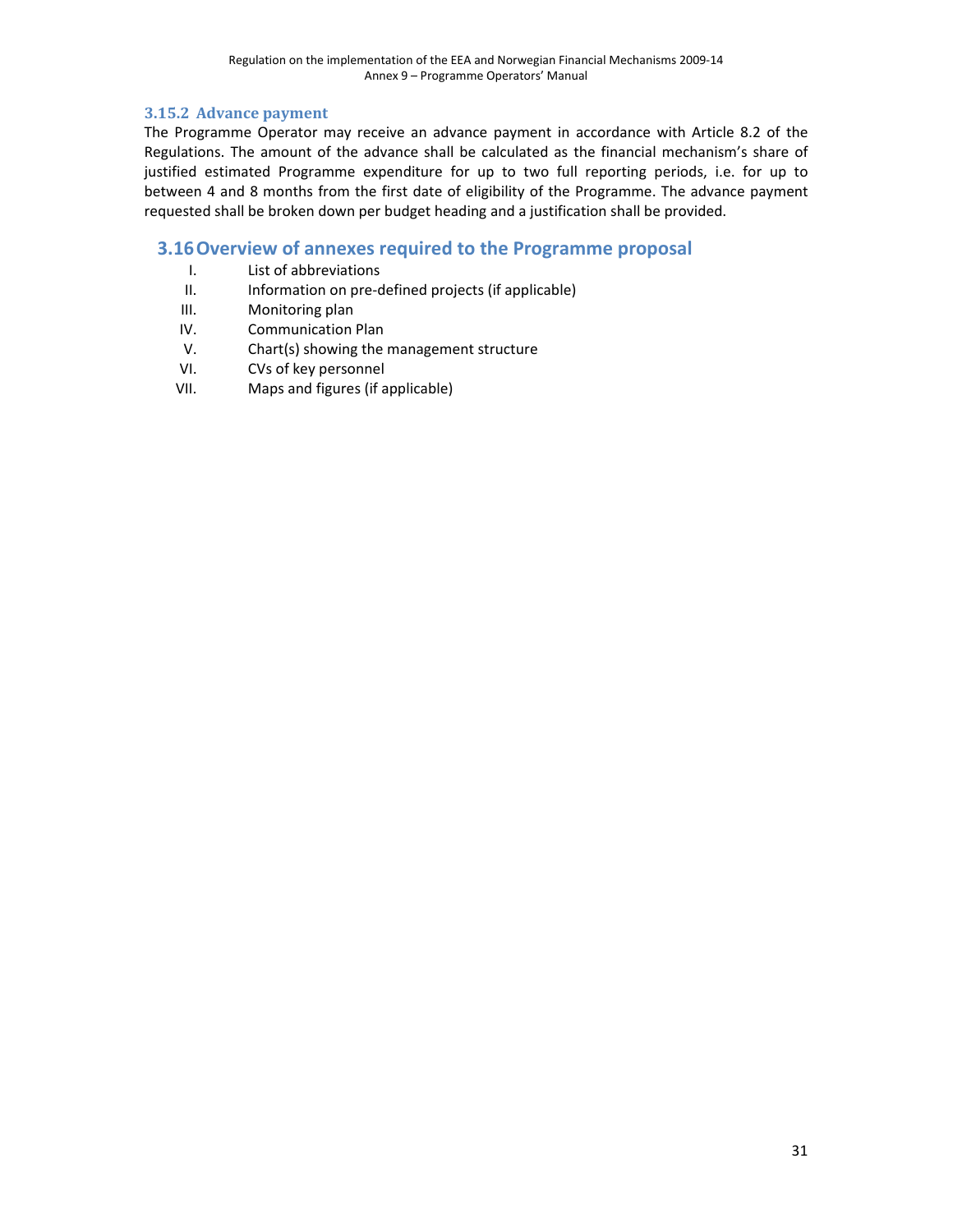### 3.15.2 Advance payment

The Programme Operator may receive an advance payment in accordance with Article 8.2 of the Regulations. The amount of the advance shall be calculated as the financial mechanism's share of justified estimated Programme expenditure for up to two full reporting periods, i.e. for up to between 4 and 8 months from the first date of eligibility of the Programme. The advance payment requested shall be broken down per budget heading and a justification shall be provided.

## 3.16 Overview of annexes required to the Programme proposal

I. List of abbreviations
II. Information on pre-defined projects (if applicable)
III. Monitoring plan
IV. Communication Plan
V. Chart(s) showing the management structure
VI. CVs of key personnel
VII. Maps and figures (if applicable)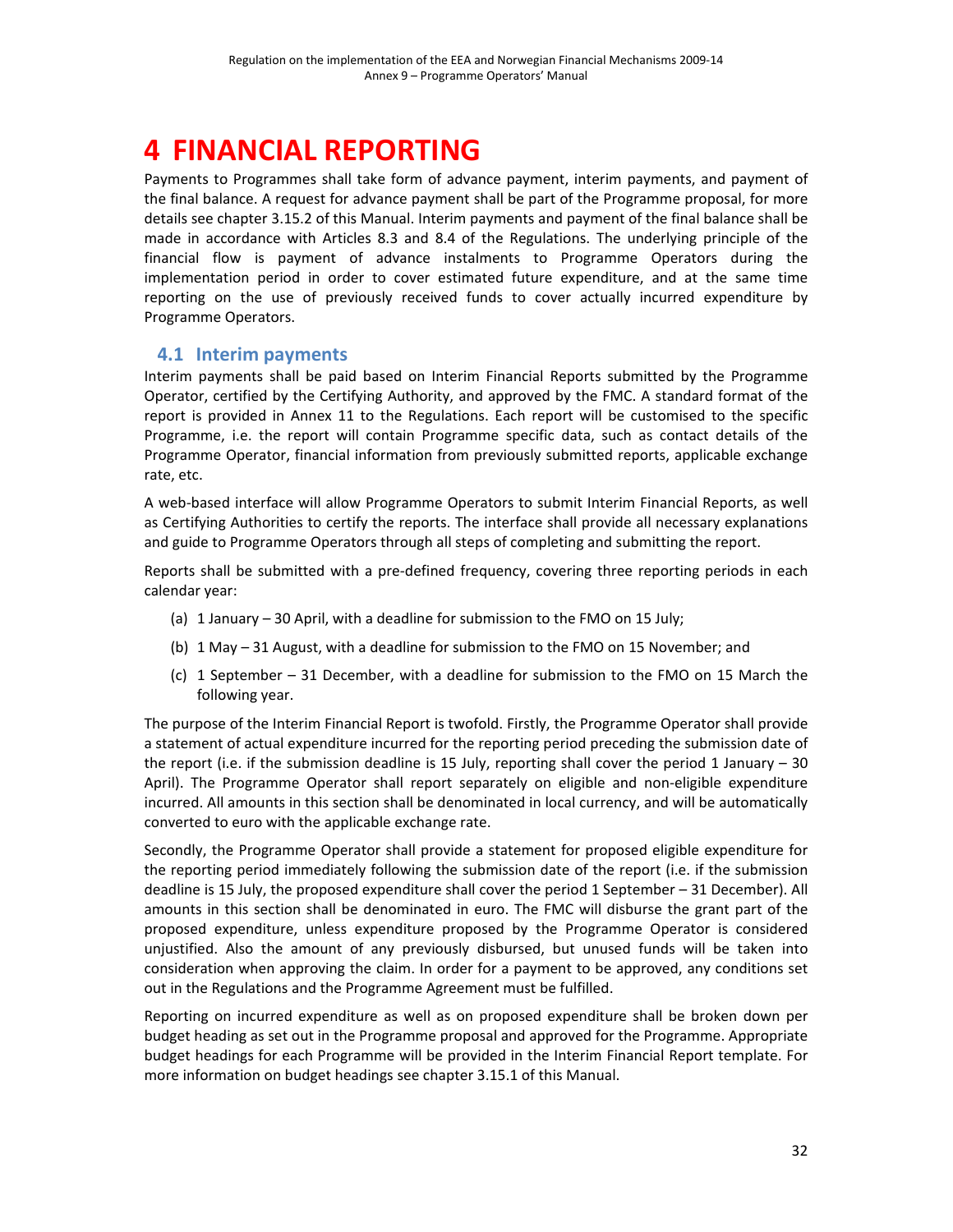# 4 FINANCIAL REPORTING

Payments to Programmes shall take form of advance payment, interim payments, and payment of the final balance. A request for advance payment shall be part of the Programme proposal, for more details see chapter 3.15.2 of this Manual. Interim payments and payment of the final balance shall be made in accordance with Articles 8.3 and 8.4 of the Regulations. The underlying principle of the financial flow is payment of advance instalments to Programme Operators during the implementation period in order to cover estimated future expenditure, and at the same time reporting on the use of previously received funds to cover actually incurred expenditure by Programme Operators.

## 4.1 Interim payments

Interim payments shall be paid based on Interim Financial Reports submitted by the Programme Operator, certified by the Certifying Authority, and approved by the FMC. A standard format of the report is provided in Annex 11 to the Regulations. Each report will be customised to the specific Programme, i.e. the report will contain Programme specific data, such as contact details of the Programme Operator, financial information from previously submitted reports, applicable exchange rate, etc.

A web-based interface will allow Programme Operators to submit Interim Financial Reports, as well as Certifying Authorities to certify the reports. The interface shall provide all necessary explanations and guide to Programme Operators through all steps of completing and submitting the report.

Reports shall be submitted with a pre-defined frequency, covering three reporting periods in each calendar year:

(a) 1 January – 30 April, with a deadline for submission to the FMO on 15 July;

(b) 1 May – 31 August, with a deadline for submission to the FMO on 15 November; and

(c) 1 September – 31 December, with a deadline for submission to the FMO on 15 March the following year.

The purpose of the Interim Financial Report is twofold. Firstly, the Programme Operator shall provide a statement of actual expenditure incurred for the reporting period preceding the submission date of the report (i.e. if the submission deadline is 15 July, reporting shall cover the period 1 January – 30 April). The Programme Operator shall report separately on eligible and non-eligible expenditure incurred. All amounts in this section shall be denominated in local currency, and will be automatically converted to euro with the applicable exchange rate.

Secondly, the Programme Operator shall provide a statement for proposed eligible expenditure for the reporting period immediately following the submission date of the report (i.e. if the submission deadline is 15 July, the proposed expenditure shall cover the period 1 September – 31 December). All amounts in this section shall be denominated in euro. The FMC will disburse the grant part of the proposed expenditure, unless expenditure proposed by the Programme Operator is considered unjustified. Also the amount of any previously disbursed, but unused funds will be taken into consideration when approving the claim. In order for a payment to be approved, any conditions set out in the Regulations and the Programme Agreement must be fulfilled.

Reporting on incurred expenditure as well as on proposed expenditure shall be broken down per budget heading as set out in the Programme proposal and approved for the Programme. Appropriate budget headings for each Programme will be provided in the Interim Financial Report template. For more information on budget headings see chapter 3.15.1 of this Manual.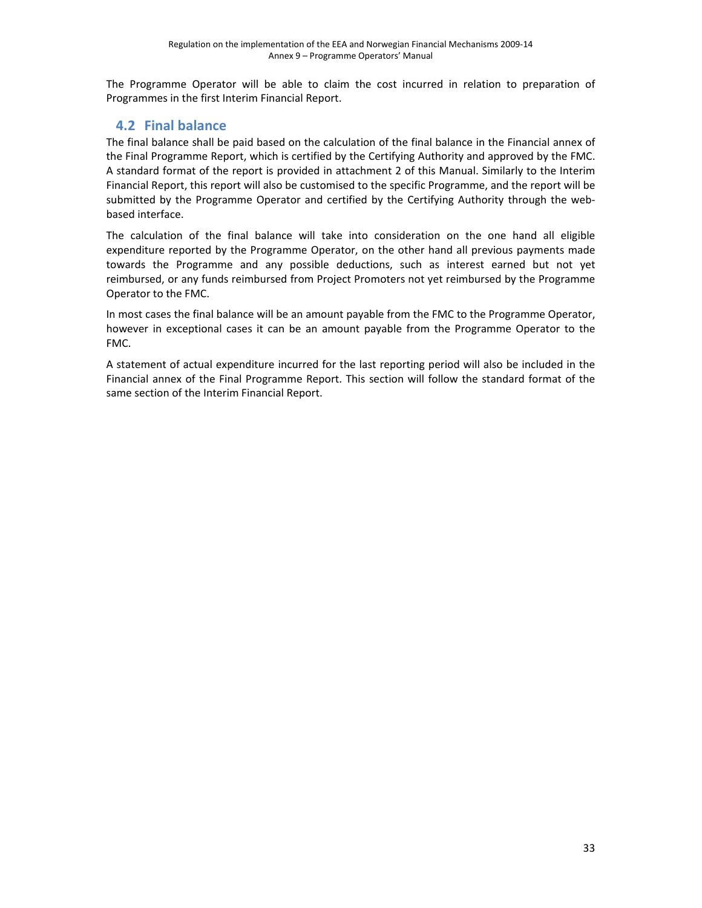The Programme Operator will be able to claim the cost incurred in relation to preparation of Programmes in the first Interim Financial Report.

## 4.2 Final balance

The final balance shall be paid based on the calculation of the final balance in the Financial annex of the Final Programme Report, which is certified by the Certifying Authority and approved by the FMC. A standard format of the report is provided in attachment 2 of this Manual. Similarly to the Interim Financial Report, this report will also be customised to the specific Programme, and the report will be submitted by the Programme Operator and certified by the Certifying Authority through the web-based interface.

The calculation of the final balance will take into consideration on the one hand all eligible expenditure reported by the Programme Operator, on the other hand all previous payments made towards the Programme and any possible deductions, such as interest earned but not yet reimbursed, or any funds reimbursed from Project Promoters not yet reimbursed by the Programme Operator to the FMC.

In most cases the final balance will be an amount payable from the FMC to the Programme Operator, however in exceptional cases it can be an amount payable from the Programme Operator to the FMC.

A statement of actual expenditure incurred for the last reporting period will also be included in the Financial annex of the Final Programme Report. This section will follow the standard format of the same section of the Interim Financial Report.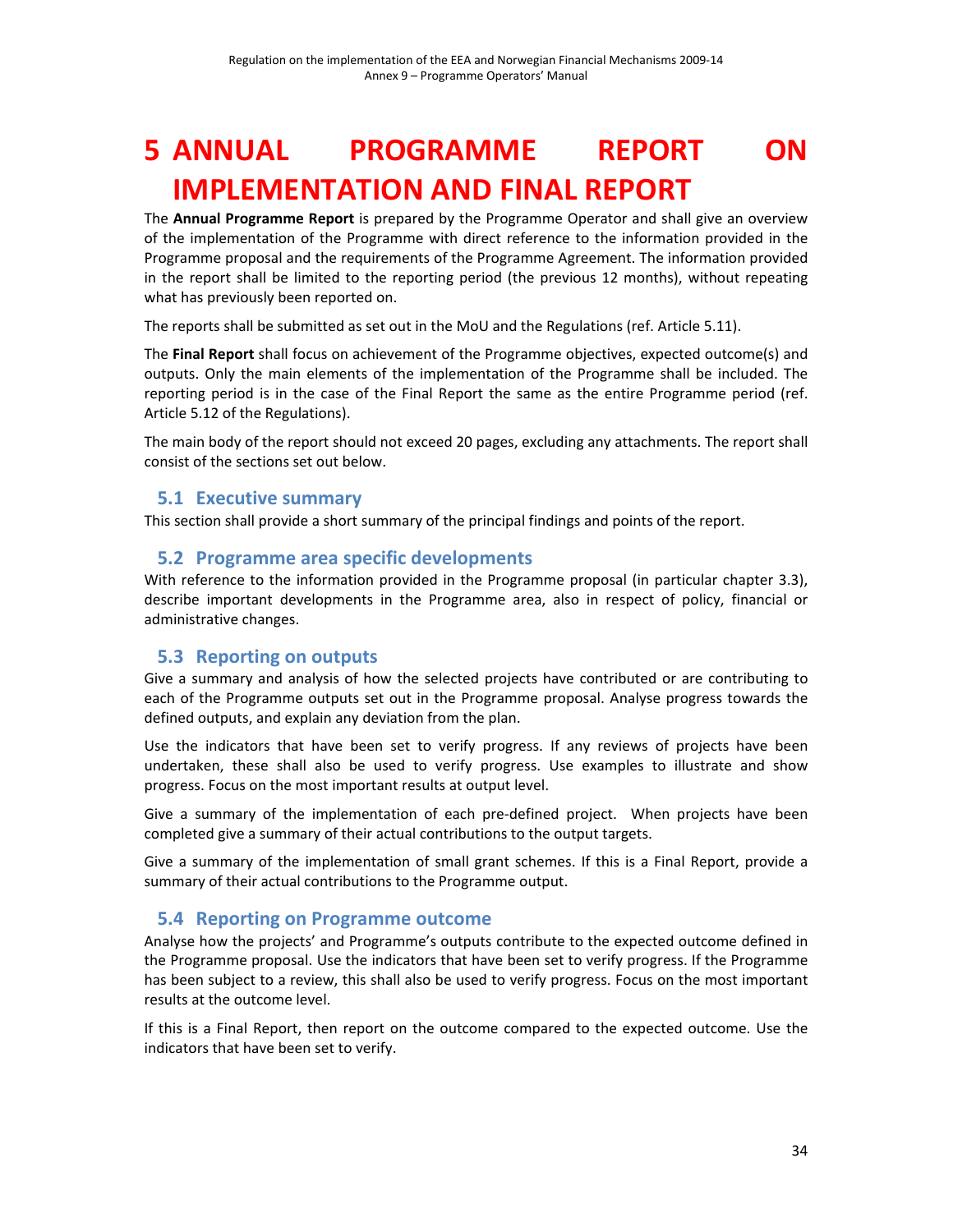# 5 ANNUAL PROGRAMME REPORT ON IMPLEMENTATION AND FINAL REPORT

The **Annual Programme Report** is prepared by the Programme Operator and shall give an overview of the implementation of the Programme with direct reference to the information provided in the Programme proposal and the requirements of the Programme Agreement. The information provided in the report shall be limited to the reporting period (the previous 12 months), without repeating what has previously been reported on.

The reports shall be submitted as set out in the MoU and the Regulations (ref. Article 5.11).

The **Final Report** shall focus on achievement of the Programme objectives, expected outcome(s) and outputs. Only the main elements of the implementation of the Programme shall be included. The reporting period is in the case of the Final Report the same as the entire Programme period (ref. Article 5.12 of the Regulations).

The main body of the report should not exceed 20 pages, excluding any attachments. The report shall consist of the sections set out below.

## 5.1 Executive summary

This section shall provide a short summary of the principal findings and points of the report.

## 5.2 Programme area specific developments

With reference to the information provided in the Programme proposal (in particular chapter 3.3), describe important developments in the Programme area, also in respect of policy, financial or administrative changes.

## 5.3 Reporting on outputs

Give a summary and analysis of how the selected projects have contributed or are contributing to each of the Programme outputs set out in the Programme proposal. Analyse progress towards the defined outputs, and explain any deviation from the plan.

Use the indicators that have been set to verify progress. If any reviews of projects have been undertaken, these shall also be used to verify progress. Use examples to illustrate and show progress. Focus on the most important results at output level.

Give a summary of the implementation of each pre-defined project. When projects have been completed give a summary of their actual contributions to the output targets.

Give a summary of the implementation of small grant schemes. If this is a Final Report, provide a summary of their actual contributions to the Programme output.

## 5.4 Reporting on Programme outcome

Analyse how the projects' and Programme's outputs contribute to the expected outcome defined in the Programme proposal. Use the indicators that have been set to verify progress. If the Programme has been subject to a review, this shall also be used to verify progress. Focus on the most important results at the outcome level.

If this is a Final Report, then report on the outcome compared to the expected outcome. Use the indicators that have been set to verify.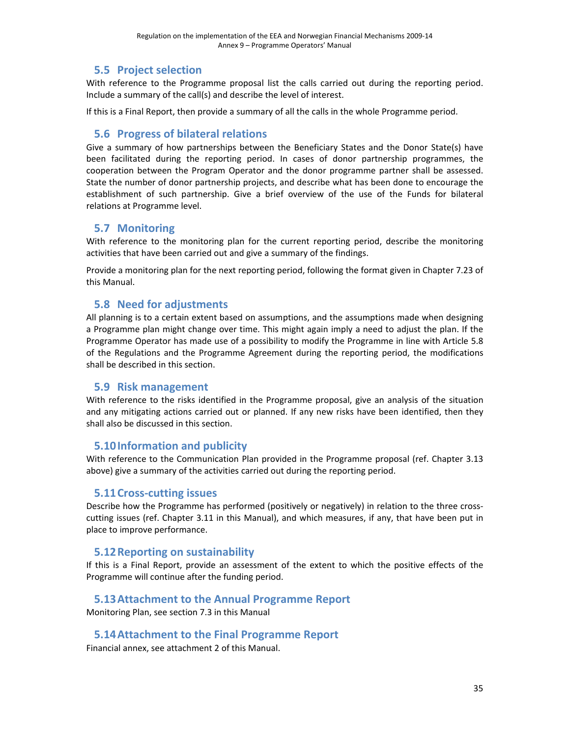## 5.5 Project selection

With reference to the Programme proposal list the calls carried out during the reporting period. Include a summary of the call(s) and describe the level of interest.

If this is a Final Report, then provide a summary of all the calls in the whole Programme period.

## 5.6 Progress of bilateral relations

Give a summary of how partnerships between the Beneficiary States and the Donor State(s) have been facilitated during the reporting period. In cases of donor partnership programmes, the cooperation between the Program Operator and the donor programme partner shall be assessed. State the number of donor partnership projects, and describe what has been done to encourage the establishment of such partnership. Give a brief overview of the use of the Funds for bilateral relations at Programme level.

## 5.7 Monitoring

With reference to the monitoring plan for the current reporting period, describe the monitoring activities that have been carried out and give a summary of the findings.

Provide a monitoring plan for the next reporting period, following the format given in Chapter 7.23 of this Manual.

## 5.8 Need for adjustments

All planning is to a certain extent based on assumptions, and the assumptions made when designing a Programme plan might change over time. This might again imply a need to adjust the plan. If the Programme Operator has made use of a possibility to modify the Programme in line with Article 5.8 of the Regulations and the Programme Agreement during the reporting period, the modifications shall be described in this section.

## 5.9 Risk management

With reference to the risks identified in the Programme proposal, give an analysis of the situation and any mitigating actions carried out or planned. If any new risks have been identified, then they shall also be discussed in this section.

## 5.10 Information and publicity

With reference to the Communication Plan provided in the Programme proposal (ref. Chapter 3.13 above) give a summary of the activities carried out during the reporting period.

## 5.11 Cross-cutting issues

Describe how the Programme has performed (positively or negatively) in relation to the three cross-cutting issues (ref. Chapter 3.11 in this Manual), and which measures, if any, that have been put in place to improve performance.

## 5.12 Reporting on sustainability

If this is a Final Report, provide an assessment of the extent to which the positive effects of the Programme will continue after the funding period.

## 5.13 Attachment to the Annual Programme Report

Monitoring Plan, see section 7.3 in this Manual

## 5.14 Attachment to the Final Programme Report

Financial annex, see attachment 2 of this Manual.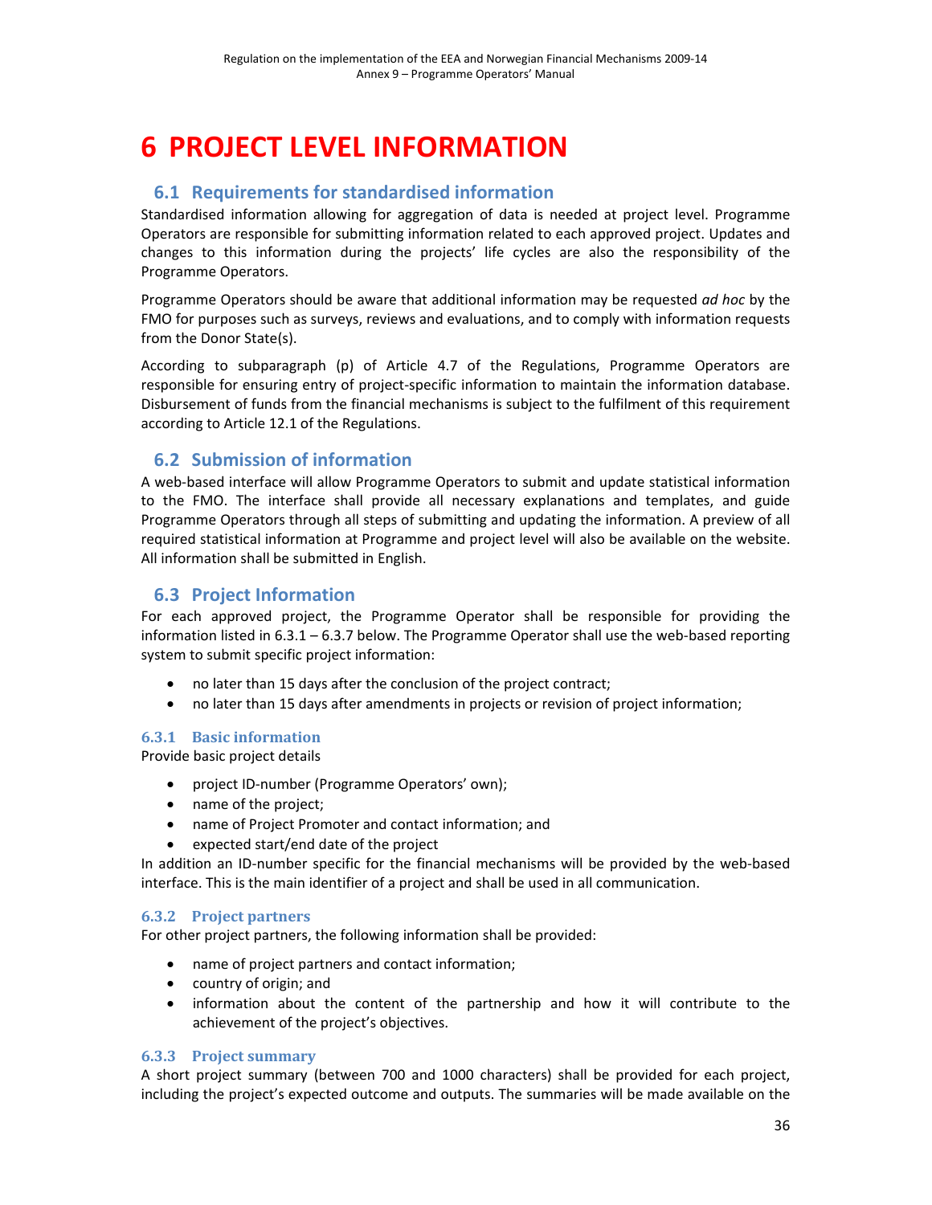# 6 PROJECT LEVEL INFORMATION

## 6.1 Requirements for standardised information

Standardised information allowing for aggregation of data is needed at project level. Programme Operators are responsible for submitting information related to each approved project. Updates and changes to this information during the projects' life cycles are also the responsibility of the Programme Operators.

Programme Operators should be aware that additional information may be requested *ad hoc* by the FMO for purposes such as surveys, reviews and evaluations, and to comply with information requests from the Donor State(s).

According to subparagraph (p) of Article 4.7 of the Regulations, Programme Operators are responsible for ensuring entry of project-specific information to maintain the information database. Disbursement of funds from the financial mechanisms is subject to the fulfilment of this requirement according to Article 12.1 of the Regulations.

## 6.2 Submission of information

A web-based interface will allow Programme Operators to submit and update statistical information to the FMO. The interface shall provide all necessary explanations and templates, and guide Programme Operators through all steps of submitting and updating the information. A preview of all required statistical information at Programme and project level will also be available on the website. All information shall be submitted in English.

## 6.3 Project Information

For each approved project, the Programme Operator shall be responsible for providing the information listed in 6.3.1 – 6.3.7 below. The Programme Operator shall use the web-based reporting system to submit specific project information:

- no later than 15 days after the conclusion of the project contract;
- no later than 15 days after amendments in projects or revision of project information;

### 6.3.1 Basic information

Provide basic project details

- project ID-number (Programme Operators' own);
- name of the project;
- name of Project Promoter and contact information; and
- expected start/end date of the project

In addition an ID-number specific for the financial mechanisms will be provided by the web-based interface. This is the main identifier of a project and shall be used in all communication.

### 6.3.2 Project partners

For other project partners, the following information shall be provided:

- name of project partners and contact information;
- country of origin; and
- information about the content of the partnership and how it will contribute to the achievement of the project's objectives.

### 6.3.3 Project summary

A short project summary (between 700 and 1000 characters) shall be provided for each project, including the project's expected outcome and outputs. The summaries will be made available on the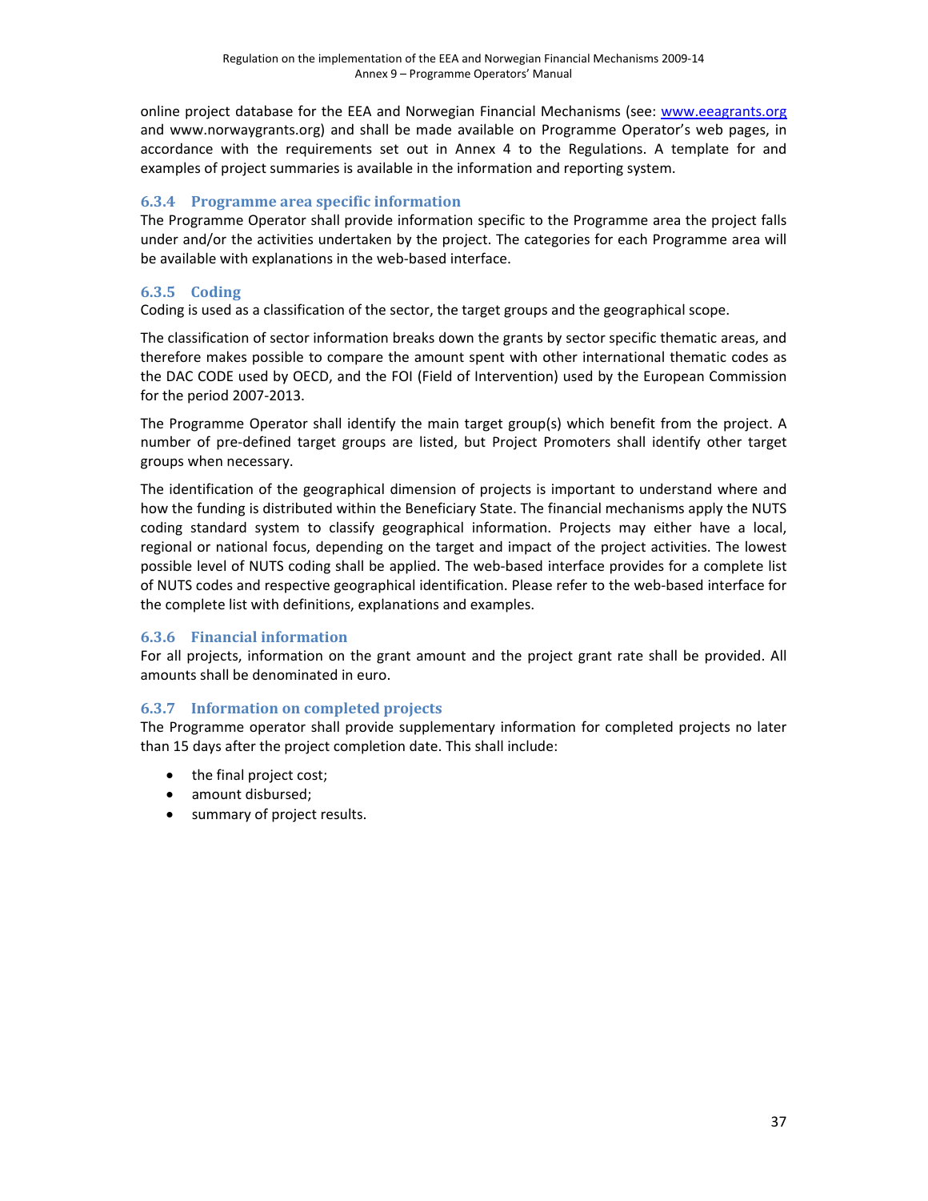online project database for the EEA and Norwegian Financial Mechanisms (see: www.eeagrants.org and www.norwaygrants.org) and shall be made available on Programme Operator's web pages, in accordance with the requirements set out in Annex 4 to the Regulations. A template for and examples of project summaries is available in the information and reporting system.

### 6.3.4 Programme area specific information

The Programme Operator shall provide information specific to the Programme area the project falls under and/or the activities undertaken by the project. The categories for each Programme area will be available with explanations in the web-based interface.

### 6.3.5 Coding

Coding is used as a classification of the sector, the target groups and the geographical scope.

The classification of sector information breaks down the grants by sector specific thematic areas, and therefore makes possible to compare the amount spent with other international thematic codes as the DAC CODE used by OECD, and the FOI (Field of Intervention) used by the European Commission for the period 2007-2013.

The Programme Operator shall identify the main target group(s) which benefit from the project. A number of pre-defined target groups are listed, but Project Promoters shall identify other target groups when necessary.

The identification of the geographical dimension of projects is important to understand where and how the funding is distributed within the Beneficiary State. The financial mechanisms apply the NUTS coding standard system to classify geographical information. Projects may either have a local, regional or national focus, depending on the target and impact of the project activities. The lowest possible level of NUTS coding shall be applied. The web-based interface provides for a complete list of NUTS codes and respective geographical identification. Please refer to the web-based interface for the complete list with definitions, explanations and examples.

### 6.3.6 Financial information

For all projects, information on the grant amount and the project grant rate shall be provided. All amounts shall be denominated in euro.

### 6.3.7 Information on completed projects

The Programme operator shall provide supplementary information for completed projects no later than 15 days after the project completion date. This shall include:

- the final project cost;
- amount disbursed;
- summary of project results.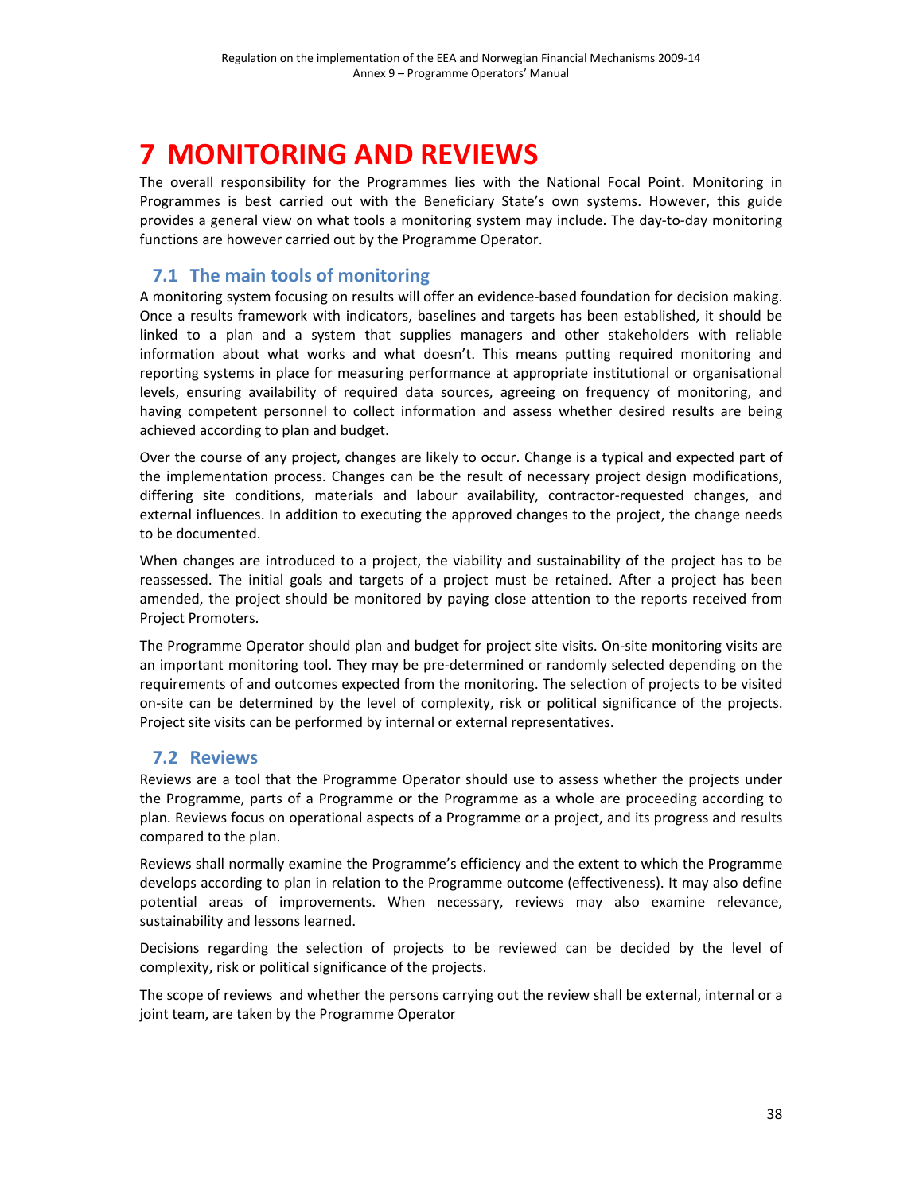# 7 MONITORING AND REVIEWS

The overall responsibility for the Programmes lies with the National Focal Point. Monitoring in Programmes is best carried out with the Beneficiary State's own systems. However, this guide provides a general view on what tools a monitoring system may include. The day-to-day monitoring functions are however carried out by the Programme Operator.

## 7.1 The main tools of monitoring

A monitoring system focusing on results will offer an evidence-based foundation for decision making. Once a results framework with indicators, baselines and targets has been established, it should be linked to a plan and a system that supplies managers and other stakeholders with reliable information about what works and what doesn't. This means putting required monitoring and reporting systems in place for measuring performance at appropriate institutional or organisational levels, ensuring availability of required data sources, agreeing on frequency of monitoring, and having competent personnel to collect information and assess whether desired results are being achieved according to plan and budget.

Over the course of any project, changes are likely to occur. Change is a typical and expected part of the implementation process. Changes can be the result of necessary project design modifications, differing site conditions, materials and labour availability, contractor-requested changes, and external influences. In addition to executing the approved changes to the project, the change needs to be documented.

When changes are introduced to a project, the viability and sustainability of the project has to be reassessed. The initial goals and targets of a project must be retained. After a project has been amended, the project should be monitored by paying close attention to the reports received from Project Promoters.

The Programme Operator should plan and budget for project site visits. On-site monitoring visits are an important monitoring tool. They may be pre-determined or randomly selected depending on the requirements of and outcomes expected from the monitoring. The selection of projects to be visited on-site can be determined by the level of complexity, risk or political significance of the projects. Project site visits can be performed by internal or external representatives.

## 7.2 Reviews

Reviews are a tool that the Programme Operator should use to assess whether the projects under the Programme, parts of a Programme or the Programme as a whole are proceeding according to plan. Reviews focus on operational aspects of a Programme or a project, and its progress and results compared to the plan.

Reviews shall normally examine the Programme's efficiency and the extent to which the Programme develops according to plan in relation to the Programme outcome (effectiveness). It may also define potential areas of improvements. When necessary, reviews may also examine relevance, sustainability and lessons learned.

Decisions regarding the selection of projects to be reviewed can be decided by the level of complexity, risk or political significance of the projects.

The scope of reviews and whether the persons carrying out the review shall be external, internal or a joint team, are taken by the Programme Operator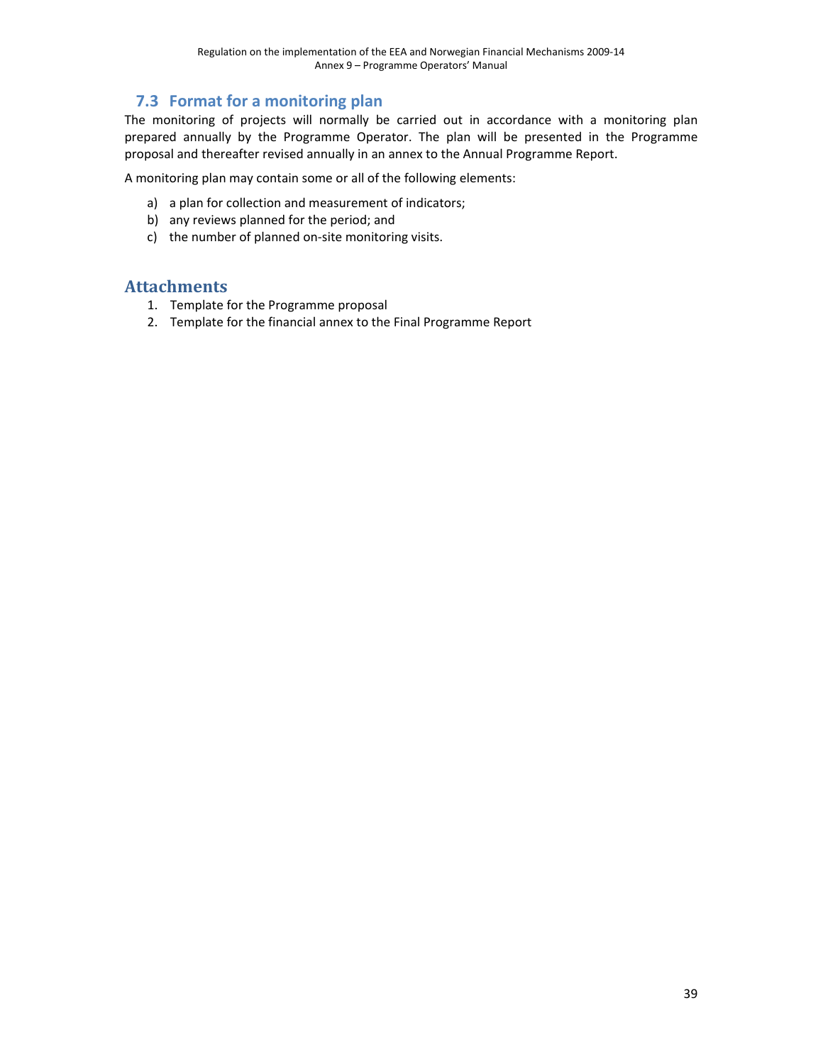## 7.3 Format for a monitoring plan

The monitoring of projects will normally be carried out in accordance with a monitoring plan prepared annually by the Programme Operator. The plan will be presented in the Programme proposal and thereafter revised annually in an annex to the Annual Programme Report.

A monitoring plan may contain some or all of the following elements:

a) a plan for collection and measurement of indicators;
b) any reviews planned for the period; and
c) the number of planned on-site monitoring visits.

# Attachments

1. Template for the Programme proposal
2. Template for the financial annex to the Final Programme Report